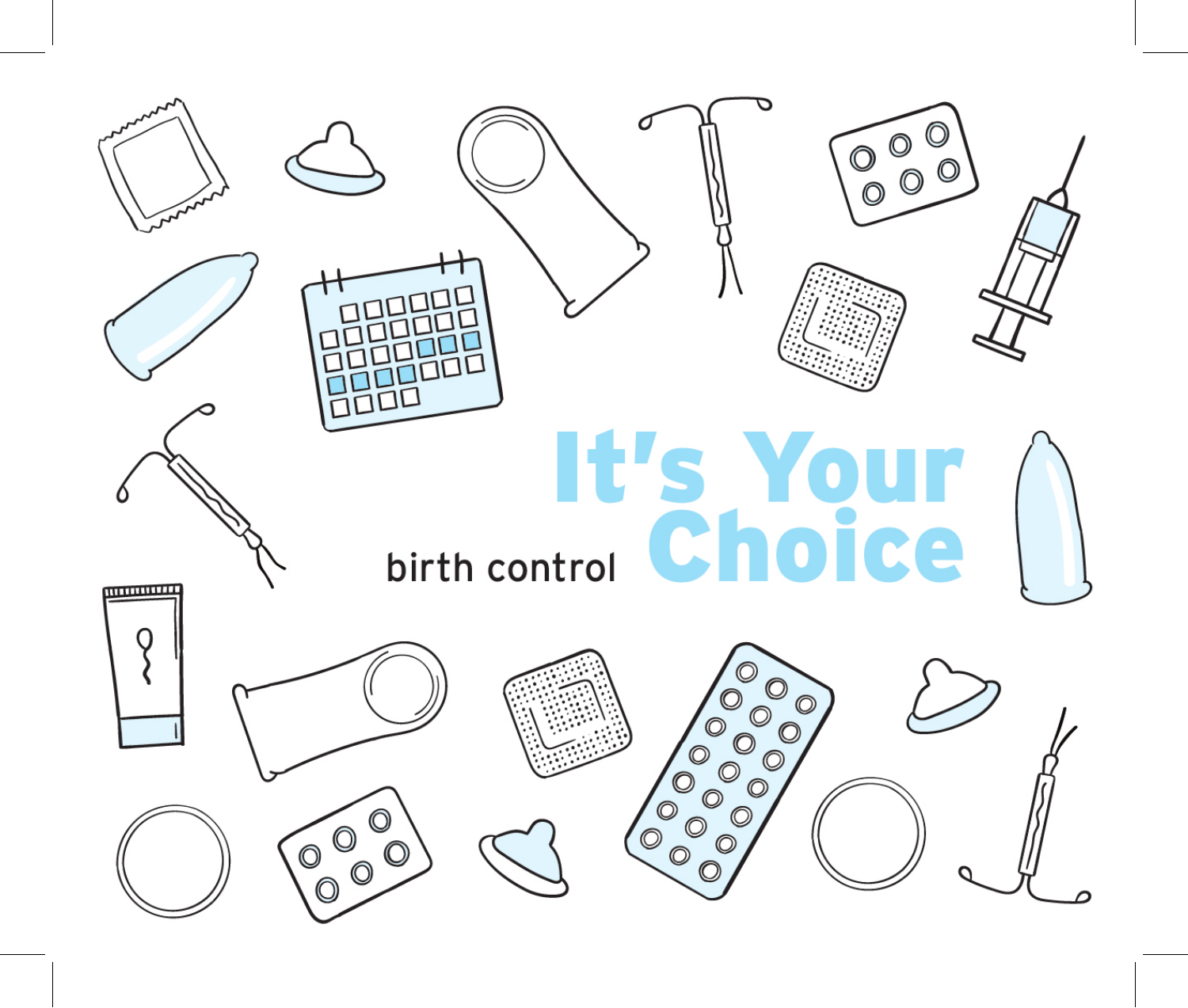# It's Your Choice

birth control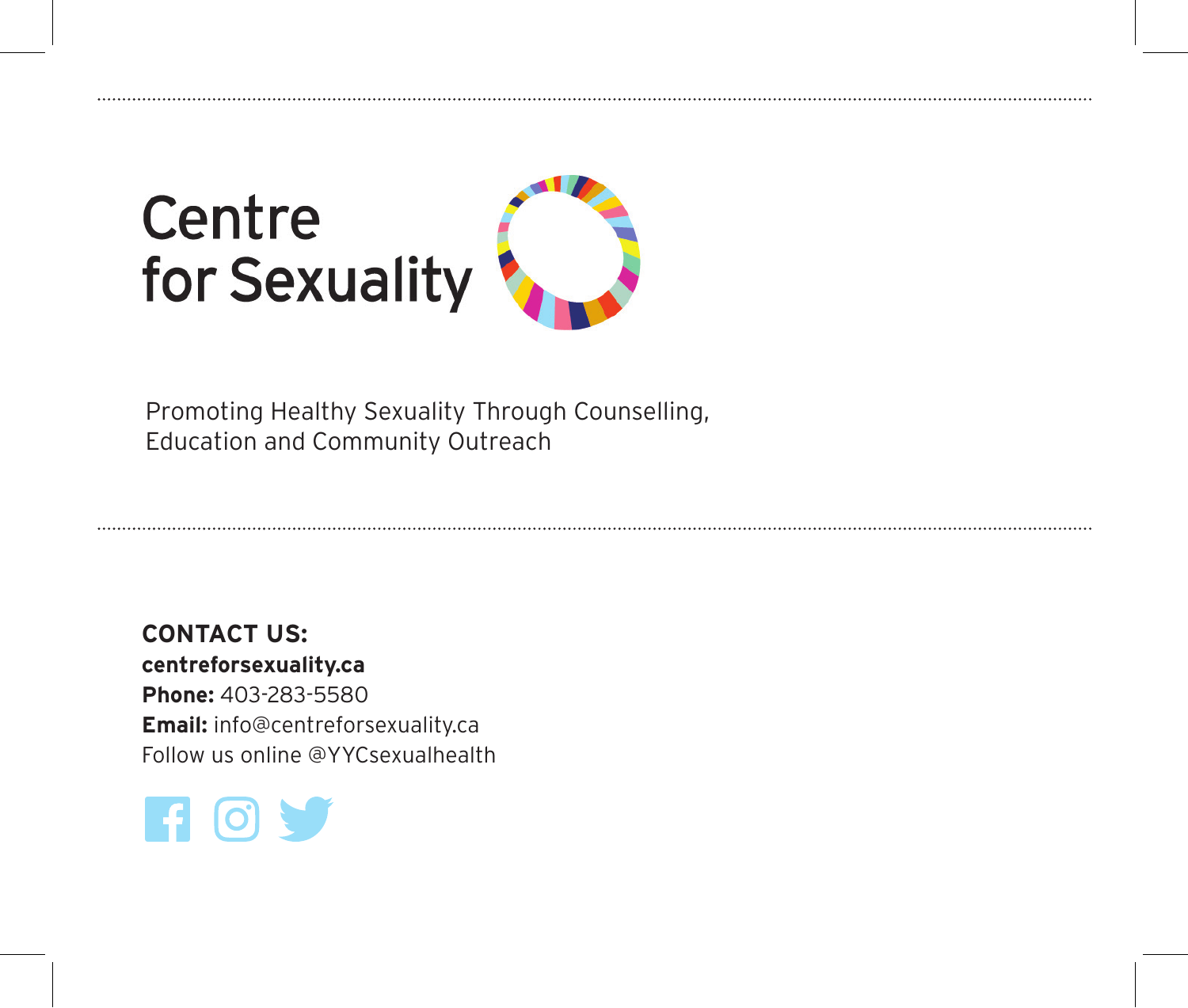# Centre for Sexuality

Promoting Healthy Sexuality Through Counselling, Education and Community Outreach

**CONTACT US:**
**centreforsexuality.ca**
**Phone:** 403-283-5580
**Email:** info@centreforsexuality.ca
Follow us online @YYCsexualhealth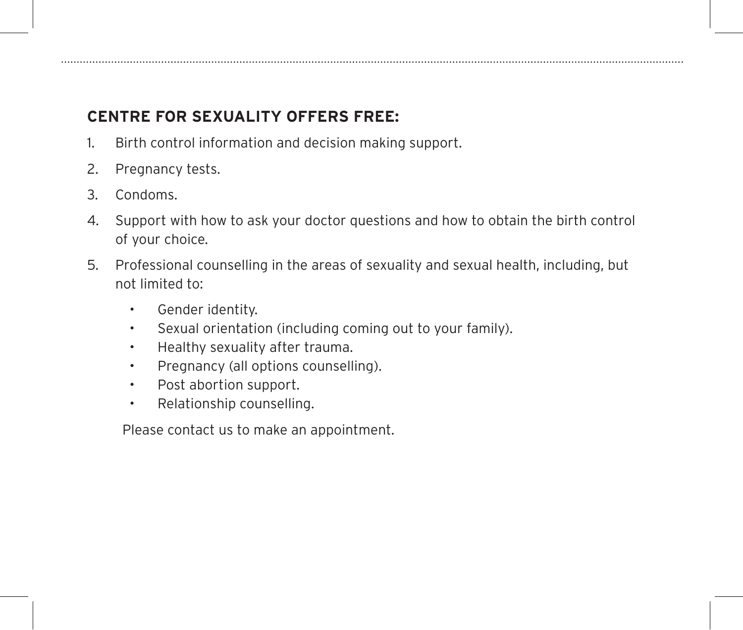## CENTRE FOR SEXUALITY OFFERS FREE:

1. Birth control information and decision making support.
2. Pregnancy tests.
3. Condoms.
4. Support with how to ask your doctor questions and how to obtain the birth control of your choice.
5. Professional counselling in the areas of sexuality and sexual health, including, but not limited to:
    - Gender identity.
    - Sexual orientation (including coming out to your family).
    - Healthy sexuality after trauma.
    - Pregnancy (all options counselling).
    - Post abortion support.
    - Relationship counselling.

    Please contact us to make an appointment.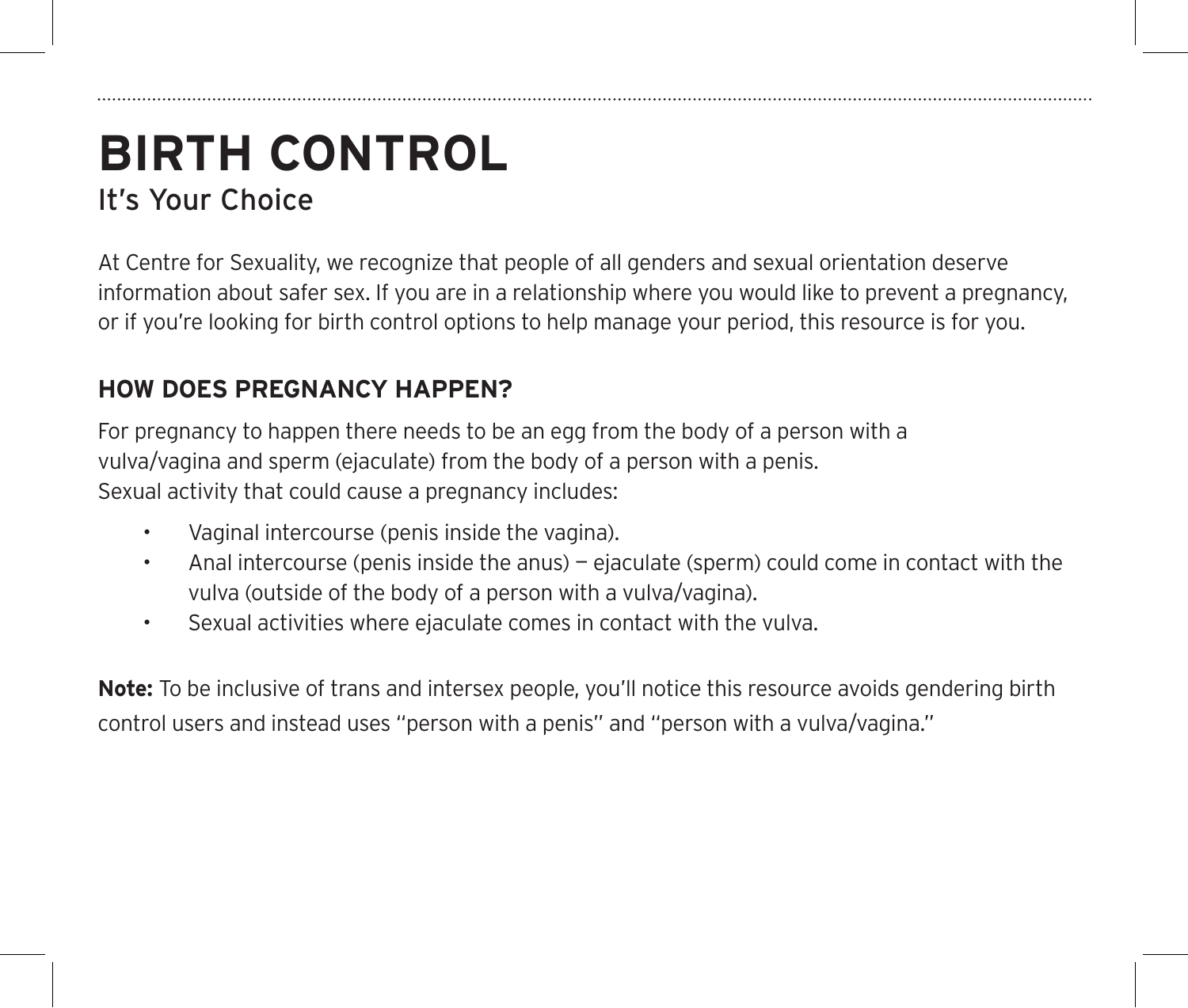# BIRTH CONTROL

## It's Your Choice

At Centre for Sexuality, we recognize that people of all genders and sexual orientation deserve information about safer sex. If you are in a relationship where you would like to prevent a pregnancy, or if you're looking for birth control options to help manage your period, this resource is for you.

### HOW DOES PREGNANCY HAPPEN?

For pregnancy to happen there needs to be an egg from the body of a person with a vulva/vagina and sperm (ejaculate) from the body of a person with a penis.
Sexual activity that could cause a pregnancy includes:

- Vaginal intercourse (penis inside the vagina).
- Anal intercourse (penis inside the anus) — ejaculate (sperm) could come in contact with the vulva (outside of the body of a person with a vulva/vagina).
- Sexual activities where ejaculate comes in contact with the vulva.

**Note:** To be inclusive of trans and intersex people, you'll notice this resource avoids gendering birth control users and instead uses "person with a penis" and "person with a vulva/vagina."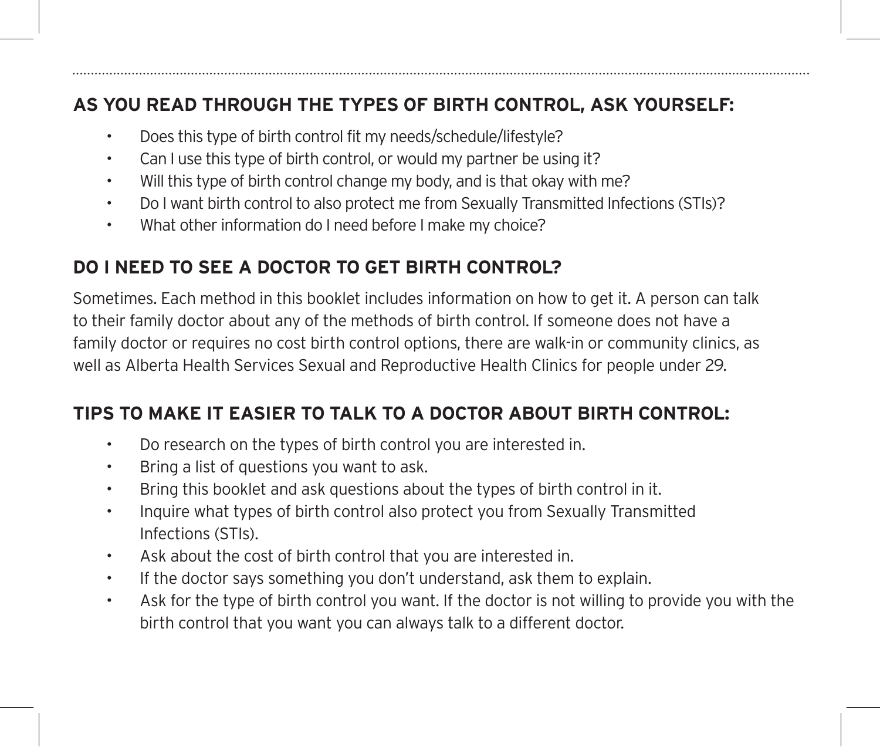## AS YOU READ THROUGH THE TYPES OF BIRTH CONTROL, ASK YOURSELF:

- Does this type of birth control fit my needs/schedule/lifestyle?
- Can I use this type of birth control, or would my partner be using it?
- Will this type of birth control change my body, and is that okay with me?
- Do I want birth control to also protect me from Sexually Transmitted Infections (STIs)?
- What other information do I need before I make my choice?

## DO I NEED TO SEE A DOCTOR TO GET BIRTH CONTROL?

Sometimes. Each method in this booklet includes information on how to get it. A person can talk to their family doctor about any of the methods of birth control. If someone does not have a family doctor or requires no cost birth control options, there are walk-in or community clinics, as well as Alberta Health Services Sexual and Reproductive Health Clinics for people under 29.

## TIPS TO MAKE IT EASIER TO TALK TO A DOCTOR ABOUT BIRTH CONTROL:

- Do research on the types of birth control you are interested in.
- Bring a list of questions you want to ask.
- Bring this booklet and ask questions about the types of birth control in it.
- Inquire what types of birth control also protect you from Sexually Transmitted Infections (STIs).
- Ask about the cost of birth control that you are interested in.
- If the doctor says something you don't understand, ask them to explain.
- Ask for the type of birth control you want. If the doctor is not willing to provide you with the birth control that you want you can always talk to a different doctor.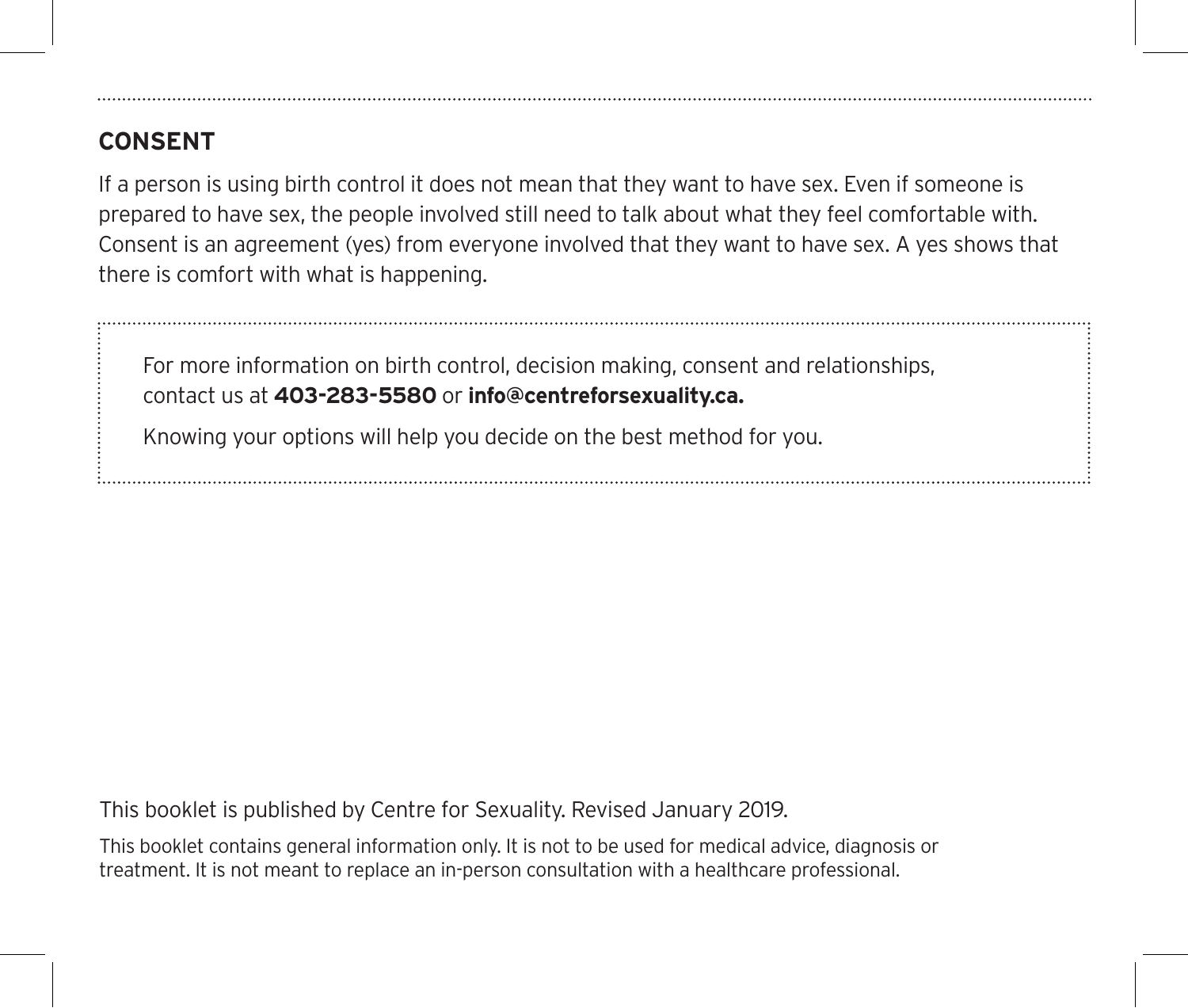## CONSENT

If a person is using birth control it does not mean that they want to have sex. Even if someone is prepared to have sex, the people involved still need to talk about what they feel comfortable with. Consent is an agreement (yes) from everyone involved that they want to have sex. A yes shows that there is comfort with what is happening.

For more information on birth control, decision making, consent and relationships, contact us at **403-283-5580** or **info@centreforsexuality.ca.**

Knowing your options will help you decide on the best method for you.

This booklet is published by Centre for Sexuality. Revised January 2019.

This booklet contains general information only. It is not to be used for medical advice, diagnosis or treatment. It is not meant to replace an in-person consultation with a healthcare professional.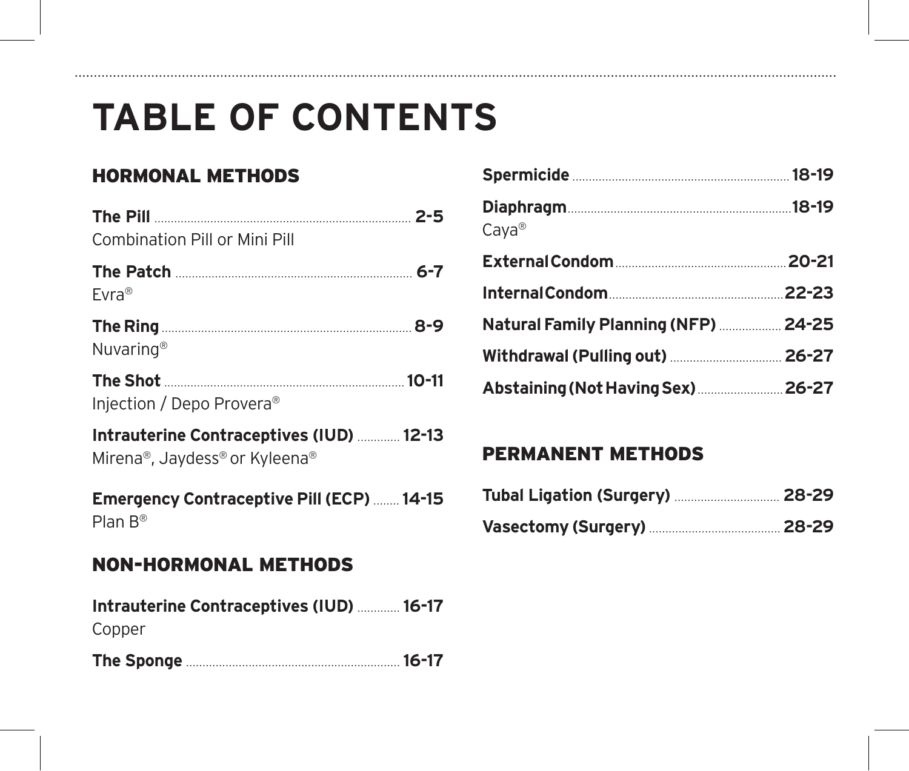# TABLE OF CONTENTS

## HORMONAL METHODS

**The Pill** ........ **2-5**
Combination Pill or Mini Pill

**The Patch** ........ **6-7**
Evra®

**The Ring** ........ **8-9**
Nuvaring®

**The Shot** ........ **10-11**
Injection / Depo Provera®

**Intrauterine Contraceptives (IUD)** ........ **12-13**
Mirena®, Jaydess® or Kyleena®

**Emergency Contraceptive Pill (ECP)** ........ **14-15**
Plan B®

## NON-HORMONAL METHODS

**Intrauterine Contraceptives (IUD)** ........ **16-17**
Copper

**The Sponge** ........ **16-17**

**Spermicide** ........ **18-19**

**Diaphragm** ........ **18-19**
Caya®

**External Condom** ........ **20-21**

**Internal Condom** ........ **22-23**

**Natural Family Planning (NFP)** ........ **24-25**

**Withdrawal (Pulling out)** ........ **26-27**

**Abstaining (Not Having Sex)** ........ **26-27**

## PERMANENT METHODS

**Tubal Ligation (Surgery)** ........ **28-29**

**Vasectomy (Surgery)** ........ **28-29**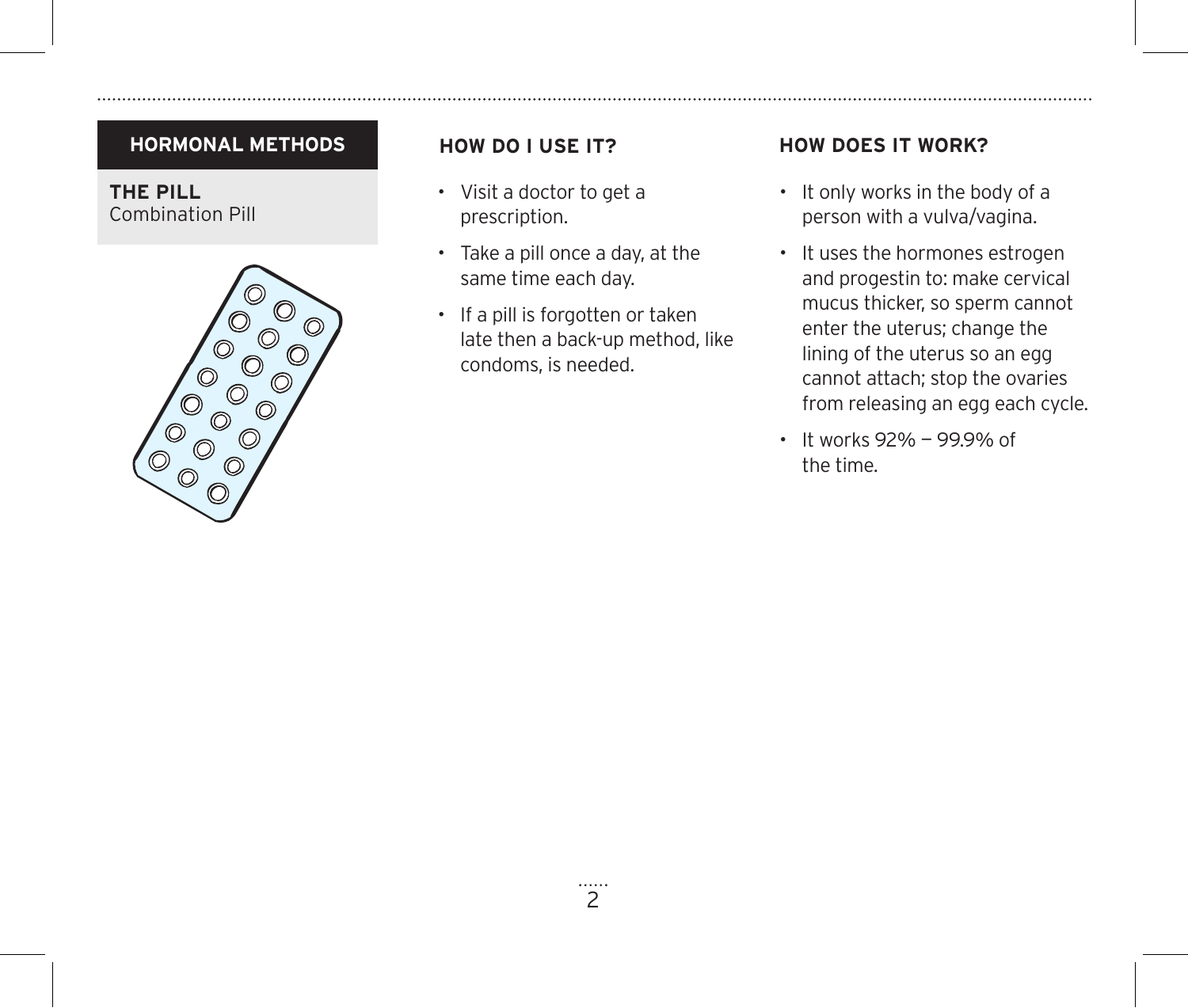## HORMONAL METHODS

**THE PILL**
Combination Pill

### HOW DO I USE IT?

- Visit a doctor to get a prescription.
- Take a pill once a day, at the same time each day.
- If a pill is forgotten or taken late then a back-up method, like condoms, is needed.

### HOW DOES IT WORK?

- It only works in the body of a person with a vulva/vagina.
- It uses the hormones estrogen and progestin to: make cervical mucus thicker, so sperm cannot enter the uterus; change the lining of the uterus so an egg cannot attach; stop the ovaries from releasing an egg each cycle.
- It works 92% — 99.9% of the time.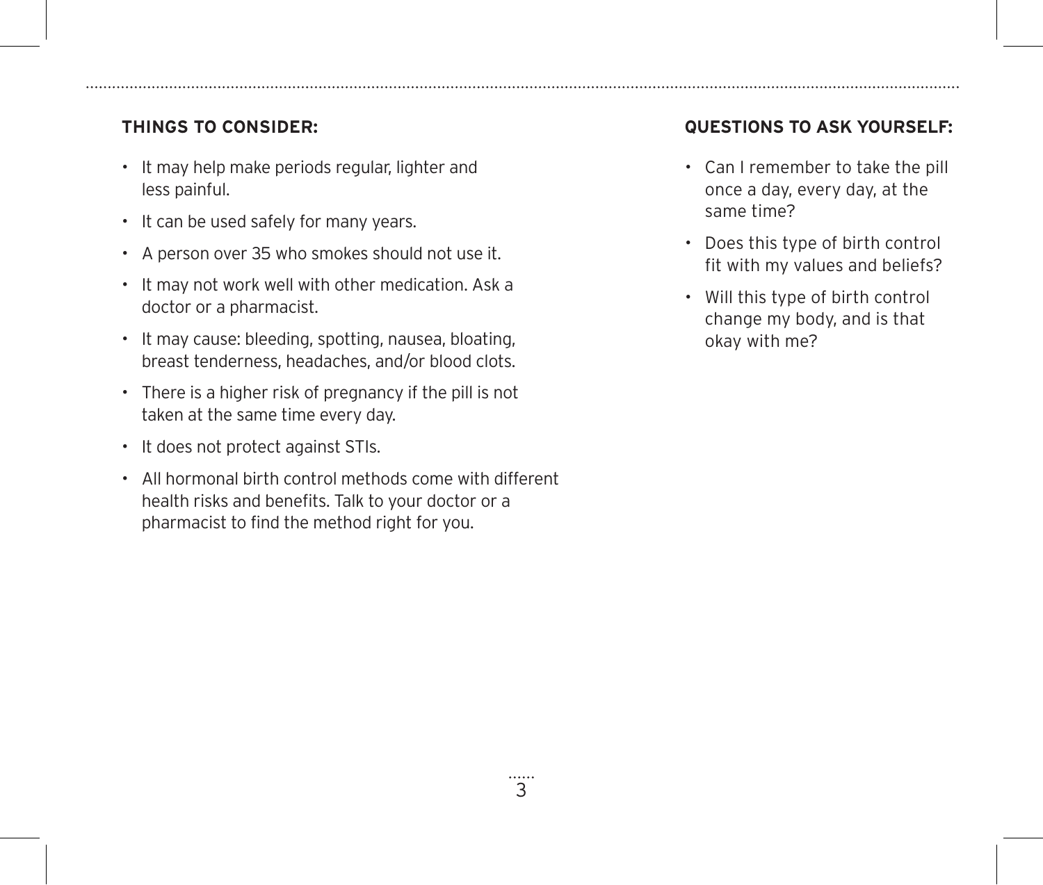**THINGS TO CONSIDER:**

- It may help make periods regular, lighter and less painful.
- It can be used safely for many years.
- A person over 35 who smokes should not use it.
- It may not work well with other medication. Ask a doctor or a pharmacist.
- It may cause: bleeding, spotting, nausea, bloating, breast tenderness, headaches, and/or blood clots.
- There is a higher risk of pregnancy if the pill is not taken at the same time every day.
- It does not protect against STIs.
- All hormonal birth control methods come with different health risks and benefits. Talk to your doctor or a pharmacist to find the method right for you.

**QUESTIONS TO ASK YOURSELF:**

- Can I remember to take the pill once a day, every day, at the same time?
- Does this type of birth control fit with my values and beliefs?
- Will this type of birth control change my body, and is that okay with me?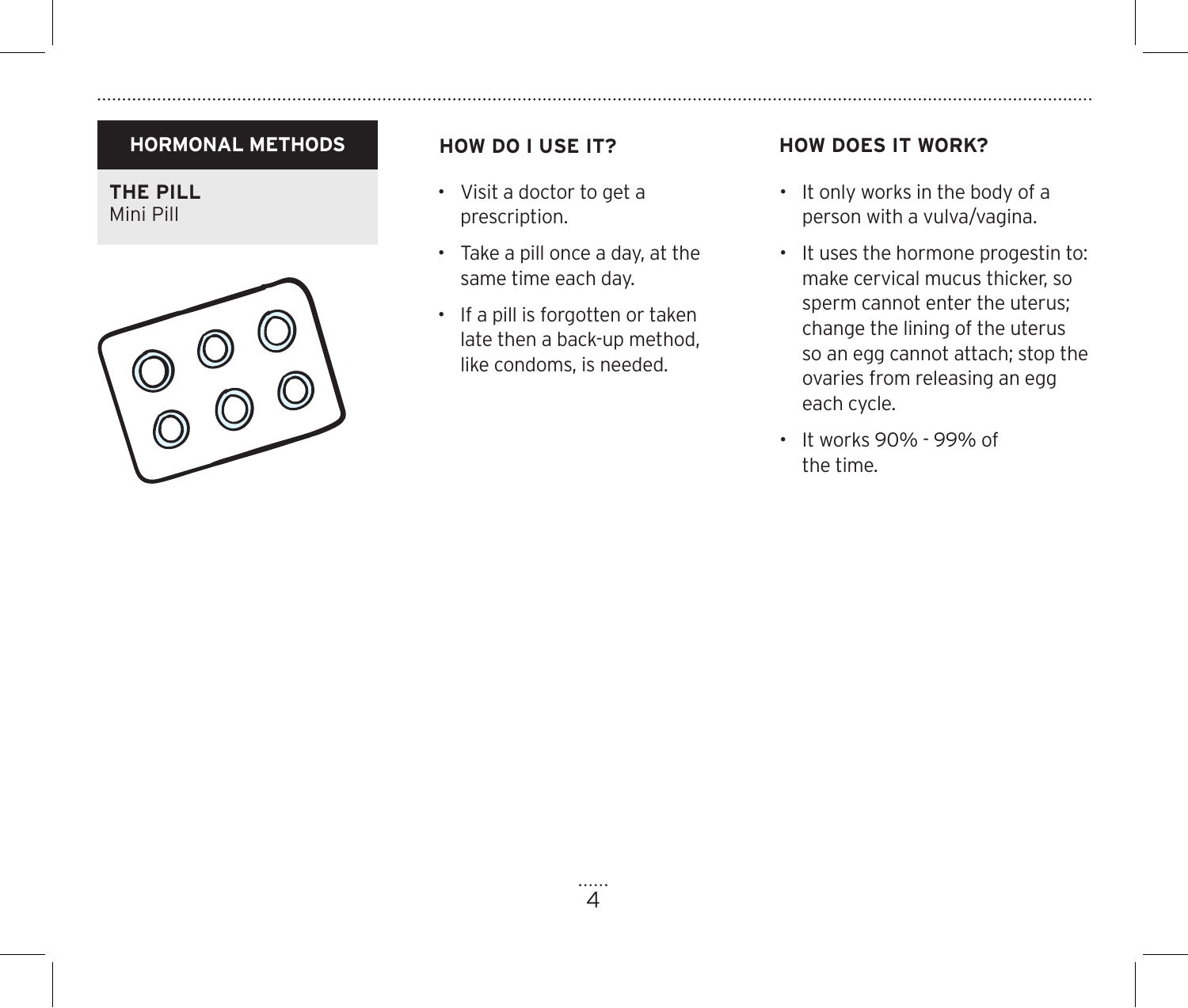## HORMONAL METHODS

**THE PILL**
Mini Pill

### HOW DO I USE IT?

- Visit a doctor to get a prescription.
- Take a pill once a day, at the same time each day.
- If a pill is forgotten or taken late then a back-up method, like condoms, is needed.

### HOW DOES IT WORK?

- It only works in the body of a person with a vulva/vagina.
- It uses the hormone progestin to: make cervical mucus thicker, so sperm cannot enter the uterus; change the lining of the uterus so an egg cannot attach; stop the ovaries from releasing an egg each cycle.
- It works 90% - 99% of the time.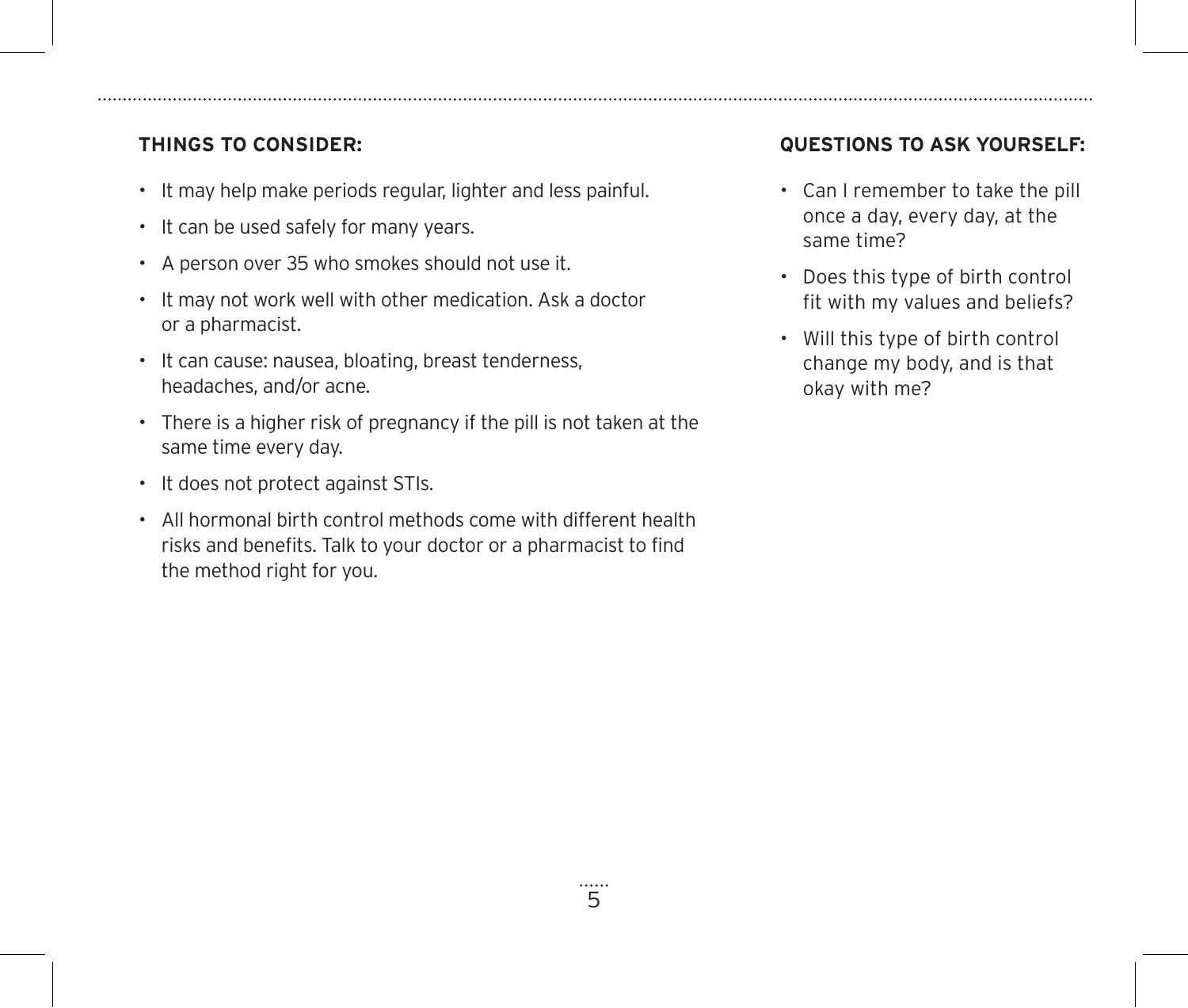**THINGS TO CONSIDER:**

- It may help make periods regular, lighter and less painful.
- It can be used safely for many years.
- A person over 35 who smokes should not use it.
- It may not work well with other medication. Ask a doctor or a pharmacist.
- It can cause: nausea, bloating, breast tenderness, headaches, and/or acne.
- There is a higher risk of pregnancy if the pill is not taken at the same time every day.
- It does not protect against STIs.
- All hormonal birth control methods come with different health risks and benefits. Talk to your doctor or a pharmacist to find the method right for you.

**QUESTIONS TO ASK YOURSELF:**

- Can I remember to take the pill once a day, every day, at the same time?
- Does this type of birth control fit with my values and beliefs?
- Will this type of birth control change my body, and is that okay with me?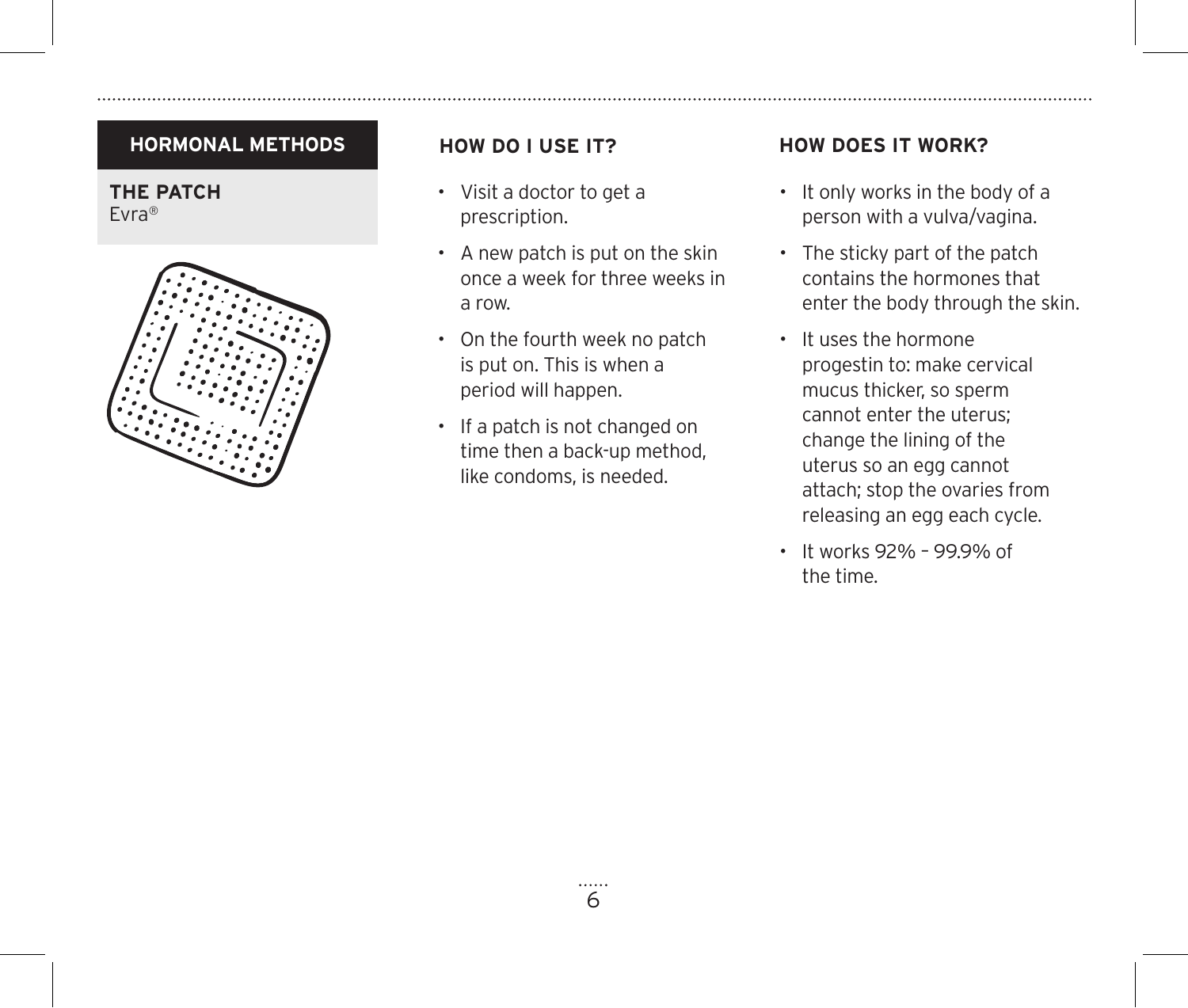## HORMONAL METHODS

**THE PATCH**
Evra®

### HOW DO I USE IT?

- Visit a doctor to get a prescription.
- A new patch is put on the skin once a week for three weeks in a row.
- On the fourth week no patch is put on. This is when a period will happen.
- If a patch is not changed on time then a back-up method, like condoms, is needed.

### HOW DOES IT WORK?

- It only works in the body of a person with a vulva/vagina.
- The sticky part of the patch contains the hormones that enter the body through the skin.
- It uses the hormone progestin to: make cervical mucus thicker, so sperm cannot enter the uterus; change the lining of the uterus so an egg cannot attach; stop the ovaries from releasing an egg each cycle.
- It works 92% – 99.9% of the time.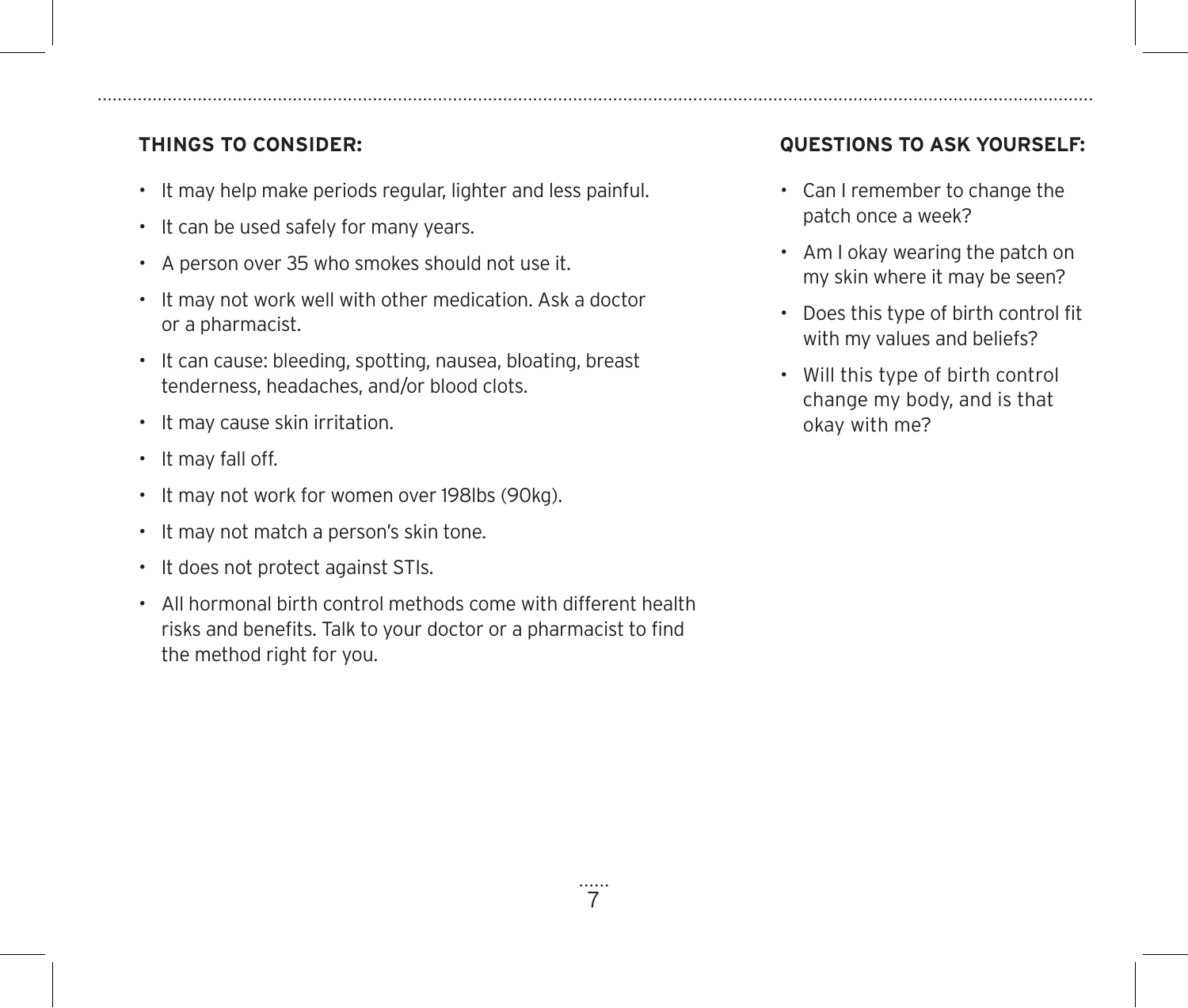**THINGS TO CONSIDER:**

- It may help make periods regular, lighter and less painful.
- It can be used safely for many years.
- A person over 35 who smokes should not use it.
- It may not work well with other medication. Ask a doctor or a pharmacist.
- It can cause: bleeding, spotting, nausea, bloating, breast tenderness, headaches, and/or blood clots.
- It may cause skin irritation.
- It may fall off.
- It may not work for women over 198lbs (90kg).
- It may not match a person's skin tone.
- It does not protect against STIs.
- All hormonal birth control methods come with different health risks and benefits. Talk to your doctor or a pharmacist to find the method right for you.

**QUESTIONS TO ASK YOURSELF:**

- Can I remember to change the patch once a week?
- Am I okay wearing the patch on my skin where it may be seen?
- Does this type of birth control fit with my values and beliefs?
- Will this type of birth control change my body, and is that okay with me?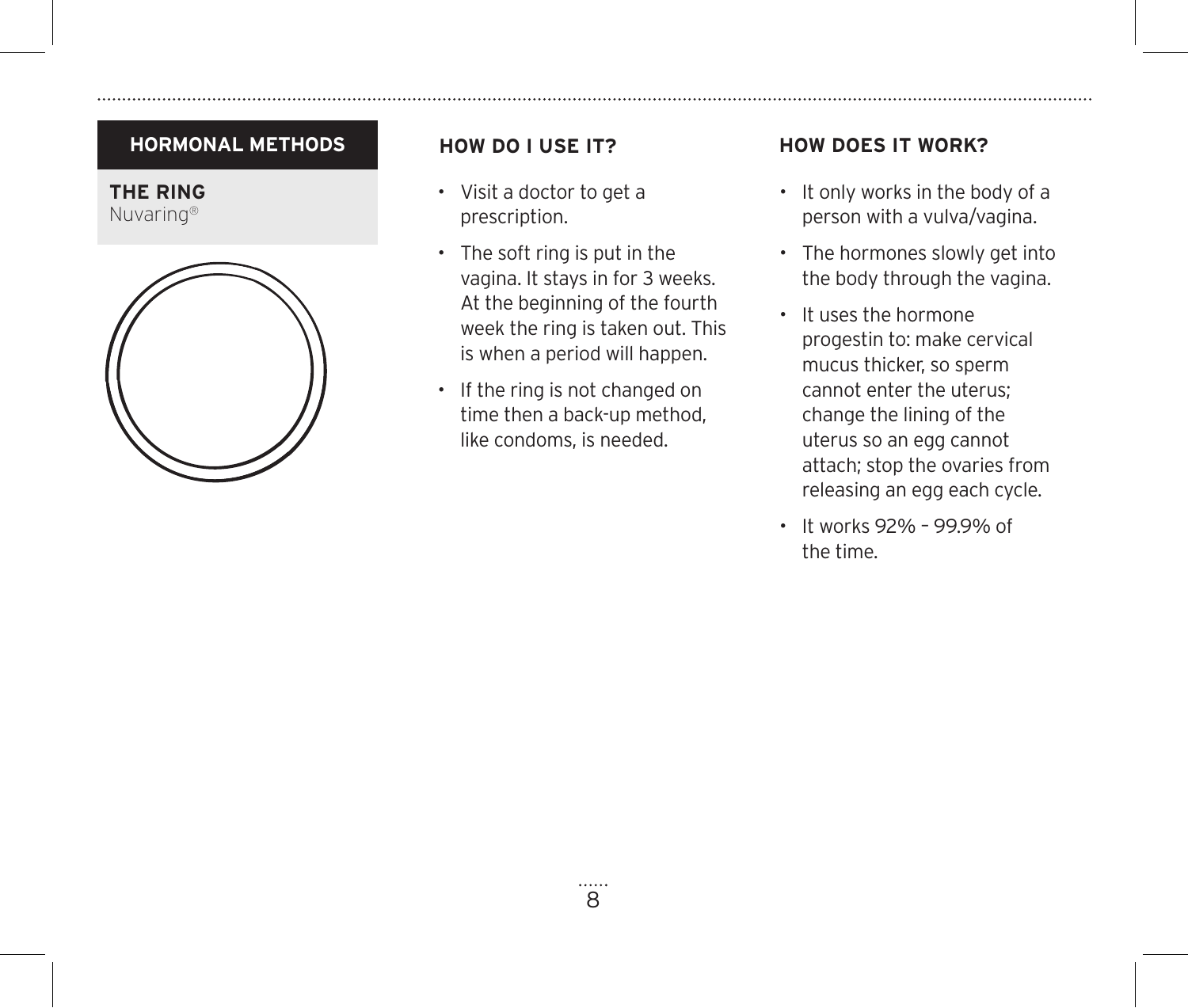## HORMONAL METHODS

**THE RING**
Nuvaring®

### HOW DO I USE IT?

- Visit a doctor to get a prescription.
- The soft ring is put in the vagina. It stays in for 3 weeks. At the beginning of the fourth week the ring is taken out. This is when a period will happen.
- If the ring is not changed on time then a back-up method, like condoms, is needed.

### HOW DOES IT WORK?

- It only works in the body of a person with a vulva/vagina.
- The hormones slowly get into the body through the vagina.
- It uses the hormone progestin to: make cervical mucus thicker, so sperm cannot enter the uterus; change the lining of the uterus so an egg cannot attach; stop the ovaries from releasing an egg each cycle.
- It works 92% – 99.9% of the time.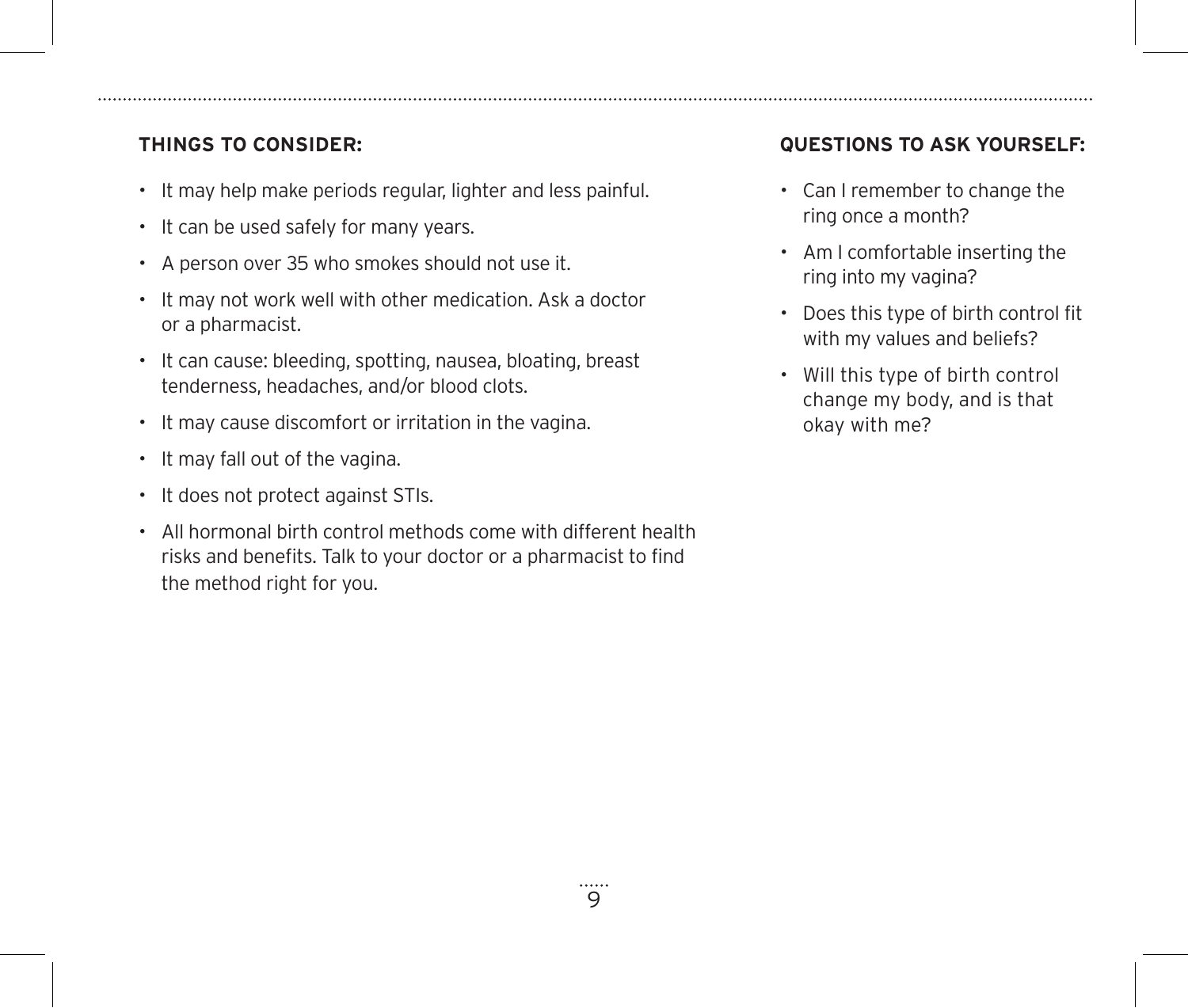**THINGS TO CONSIDER:**

- It may help make periods regular, lighter and less painful.
- It can be used safely for many years.
- A person over 35 who smokes should not use it.
- It may not work well with other medication. Ask a doctor or a pharmacist.
- It can cause: bleeding, spotting, nausea, bloating, breast tenderness, headaches, and/or blood clots.
- It may cause discomfort or irritation in the vagina.
- It may fall out of the vagina.
- It does not protect against STIs.
- All hormonal birth control methods come with different health risks and benefits. Talk to your doctor or a pharmacist to find the method right for you.

**QUESTIONS TO ASK YOURSELF:**

- Can I remember to change the ring once a month?
- Am I comfortable inserting the ring into my vagina?
- Does this type of birth control fit with my values and beliefs?
- Will this type of birth control change my body, and is that okay with me?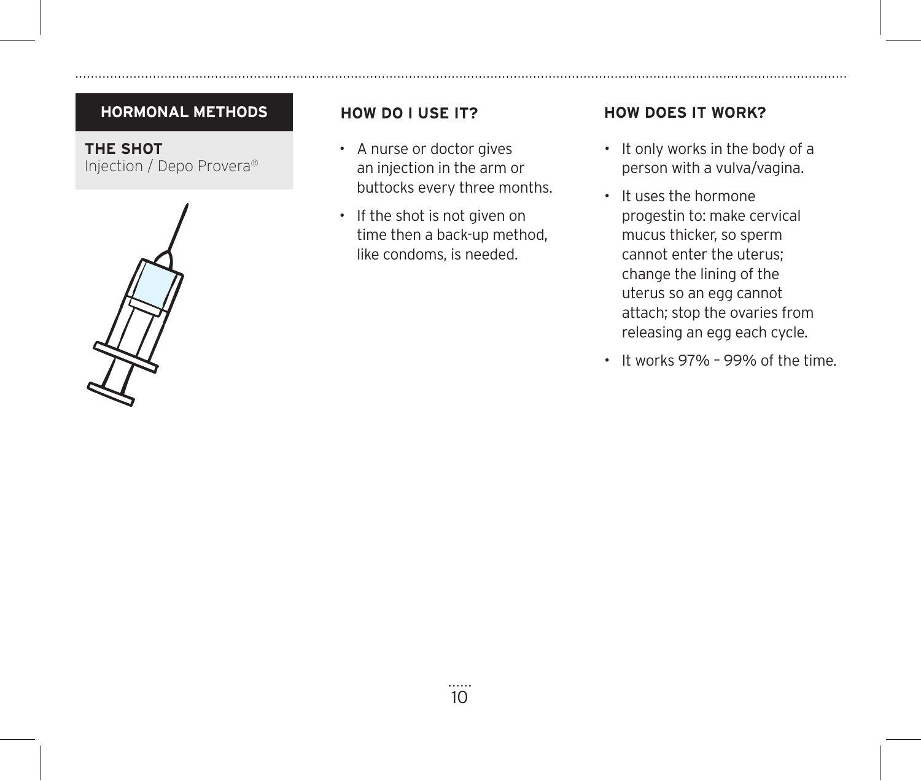## HORMONAL METHODS

**THE SHOT**
Injection / Depo Provera®

### HOW DO I USE IT?

- A nurse or doctor gives an injection in the arm or buttocks every three months.
- If the shot is not given on time then a back-up method, like condoms, is needed.

### HOW DOES IT WORK?

- It only works in the body of a person with a vulva/vagina.
- It uses the hormone progestin to: make cervical mucus thicker, so sperm cannot enter the uterus; change the lining of the uterus so an egg cannot attach; stop the ovaries from releasing an egg each cycle.
- It works 97% – 99% of the time.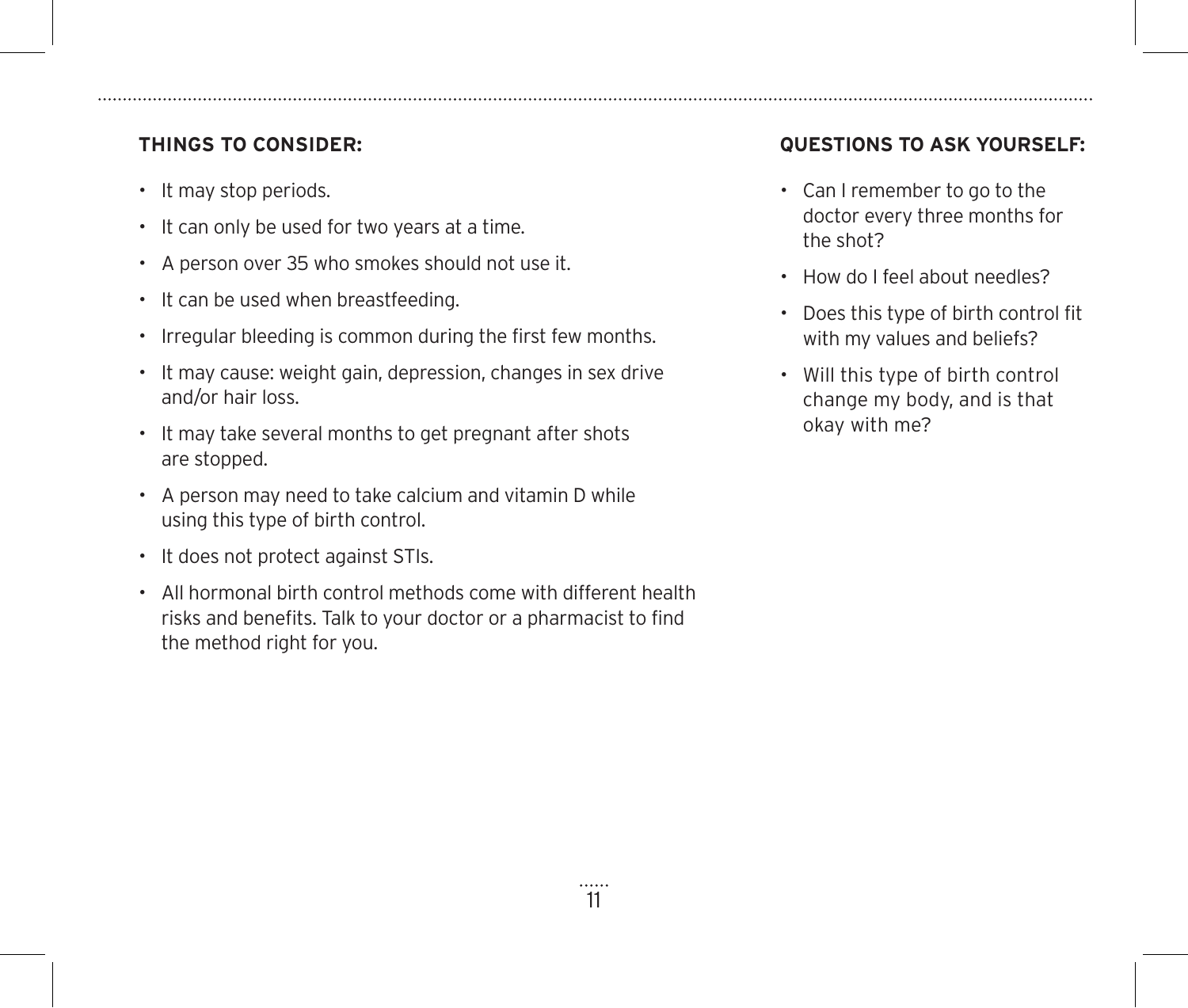### THINGS TO CONSIDER:

- It may stop periods.
- It can only be used for two years at a time.
- A person over 35 who smokes should not use it.
- It can be used when breastfeeding.
- Irregular bleeding is common during the first few months.
- It may cause: weight gain, depression, changes in sex drive and/or hair loss.
- It may take several months to get pregnant after shots are stopped.
- A person may need to take calcium and vitamin D while using this type of birth control.
- It does not protect against STIs.
- All hormonal birth control methods come with different health risks and benefits. Talk to your doctor or a pharmacist to find the method right for you.

### QUESTIONS TO ASK YOURSELF:

- Can I remember to go to the doctor every three months for the shot?
- How do I feel about needles?
- Does this type of birth control fit with my values and beliefs?
- Will this type of birth control change my body, and is that okay with me?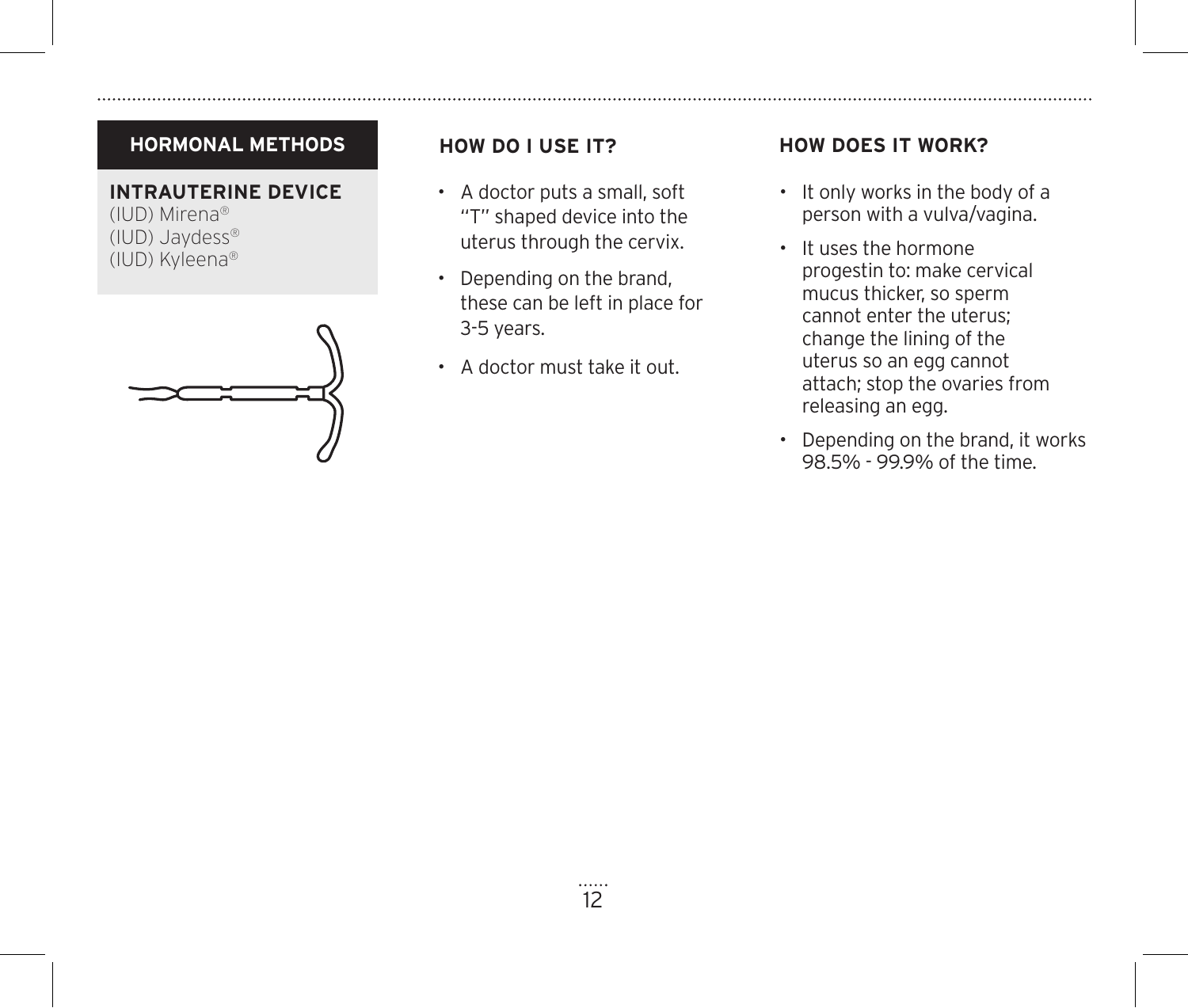## HORMONAL METHODS

**INTRAUTERINE DEVICE**
(IUD) Mirena®
(IUD) Jaydess®
(IUD) Kyleena®

### HOW DO I USE IT?

- A doctor puts a small, soft "T" shaped device into the uterus through the cervix.
- Depending on the brand, these can be left in place for 3-5 years.
- A doctor must take it out.

### HOW DOES IT WORK?

- It only works in the body of a person with a vulva/vagina.
- It uses the hormone progestin to: make cervical mucus thicker, so sperm cannot enter the uterus; change the lining of the uterus so an egg cannot attach; stop the ovaries from releasing an egg.
- Depending on the brand, it works 98.5% - 99.9% of the time.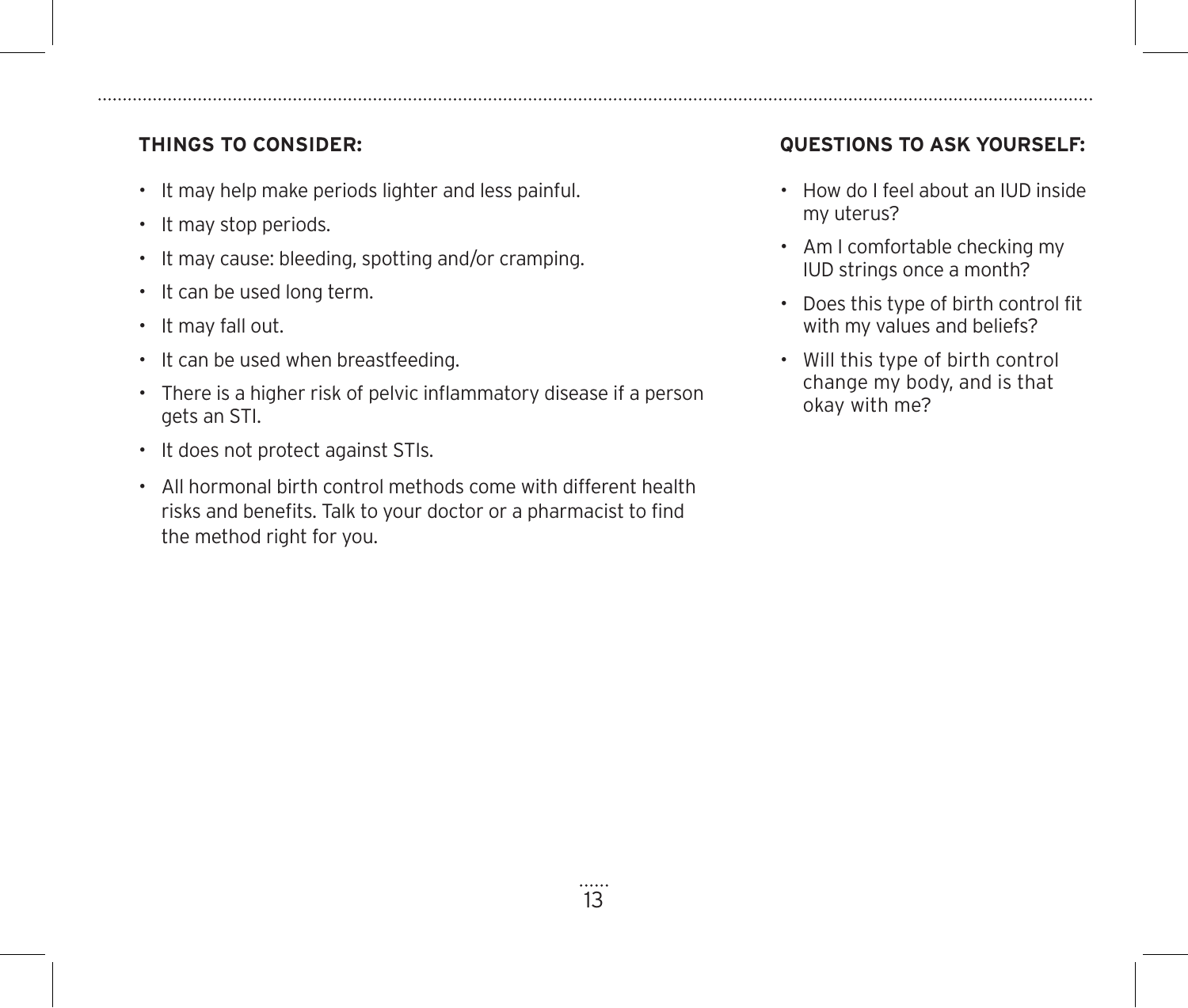**THINGS TO CONSIDER:**

- It may help make periods lighter and less painful.
- It may stop periods.
- It may cause: bleeding, spotting and/or cramping.
- It can be used long term.
- It may fall out.
- It can be used when breastfeeding.
- There is a higher risk of pelvic inflammatory disease if a person gets an STI.
- It does not protect against STIs.
- All hormonal birth control methods come with different health risks and benefits. Talk to your doctor or a pharmacist to find the method right for you.

**QUESTIONS TO ASK YOURSELF:**

- How do I feel about an IUD inside my uterus?
- Am I comfortable checking my IUD strings once a month?
- Does this type of birth control fit with my values and beliefs?
- Will this type of birth control change my body, and is that okay with me?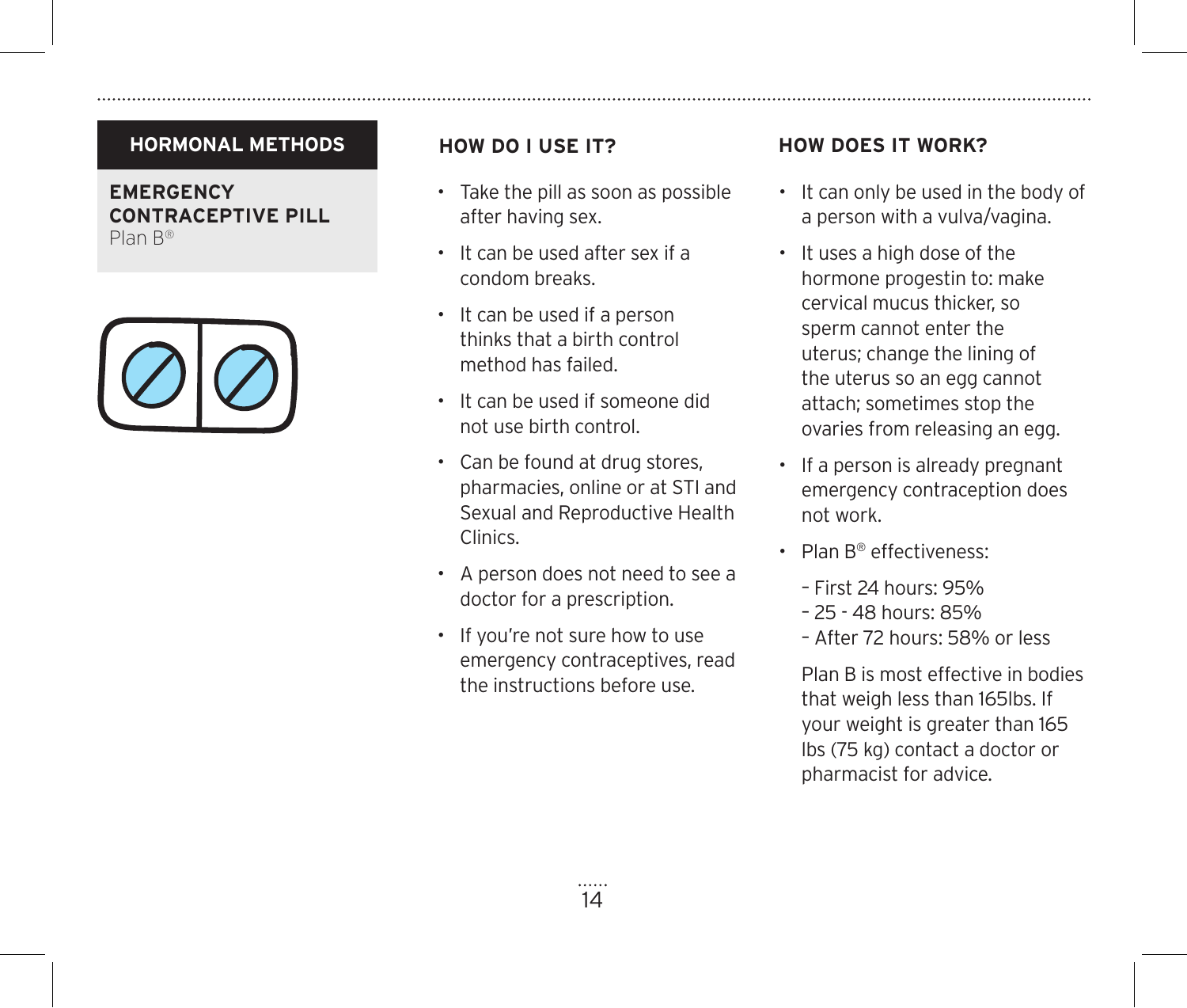## HORMONAL METHODS

**EMERGENCY CONTRACEPTIVE PILL**
Plan B®

### HOW DO I USE IT?

- Take the pill as soon as possible after having sex.
- It can be used after sex if a condom breaks.
- It can be used if a person thinks that a birth control method has failed.
- It can be used if someone did not use birth control.
- Can be found at drug stores, pharmacies, online or at STI and Sexual and Reproductive Health Clinics.
- A person does not need to see a doctor for a prescription.
- If you're not sure how to use emergency contraceptives, read the instructions before use.

### HOW DOES IT WORK?

- It can only be used in the body of a person with a vulva/vagina.
- It uses a high dose of the hormone progestin to: make cervical mucus thicker, so sperm cannot enter the uterus; change the lining of the uterus so an egg cannot attach; sometimes stop the ovaries from releasing an egg.
- If a person is already pregnant emergency contraception does not work.
- Plan B® effectiveness:

  - First 24 hours: 95%
  - 25 - 48 hours: 85%
  - After 72 hours: 58% or less

  Plan B is most effective in bodies that weigh less than 165lbs. If your weight is greater than 165 lbs (75 kg) contact a doctor or pharmacist for advice.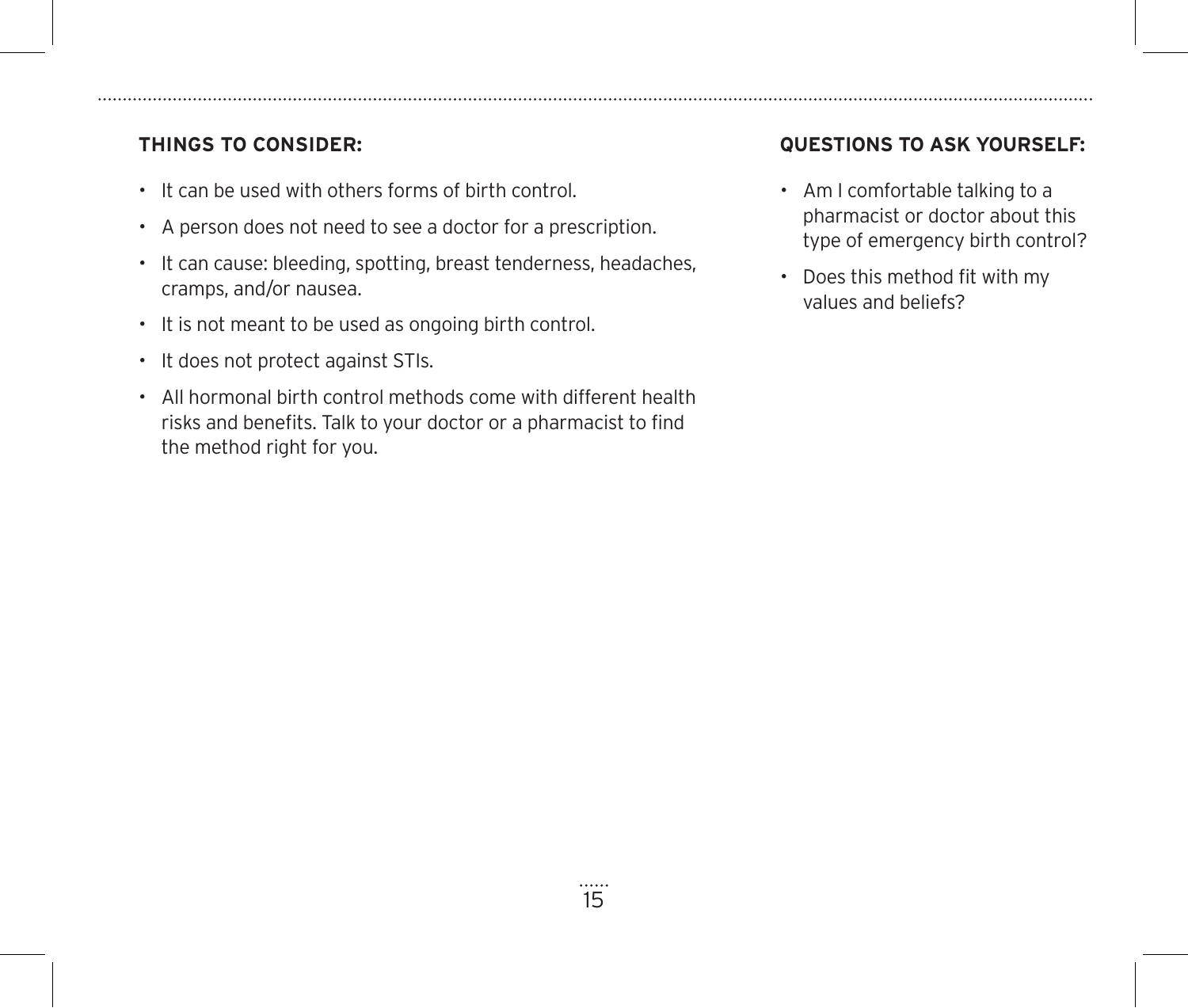### THINGS TO CONSIDER:

- It can be used with others forms of birth control.
- A person does not need to see a doctor for a prescription.
- It can cause: bleeding, spotting, breast tenderness, headaches, cramps, and/or nausea.
- It is not meant to be used as ongoing birth control.
- It does not protect against STIs.
- All hormonal birth control methods come with different health risks and benefits. Talk to your doctor or a pharmacist to find the method right for you.

### QUESTIONS TO ASK YOURSELF:

- Am I comfortable talking to a pharmacist or doctor about this type of emergency birth control?
- Does this method fit with my values and beliefs?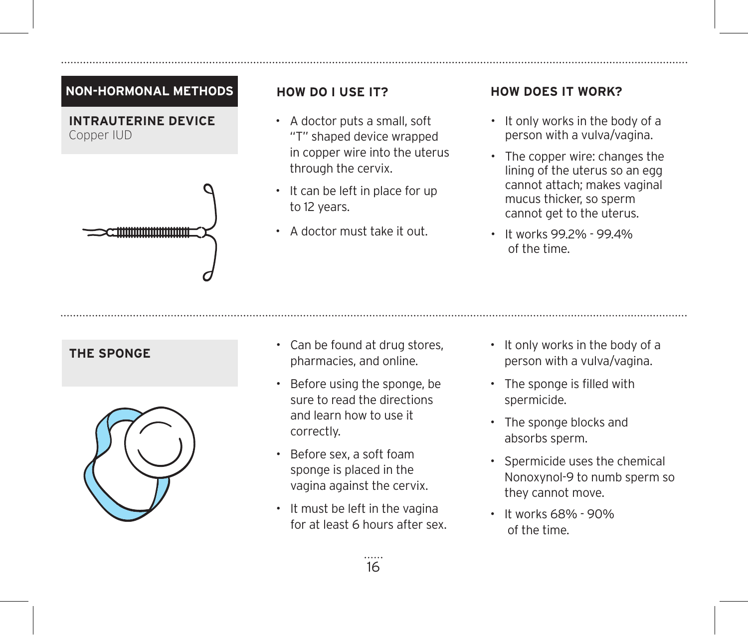## NON-HORMONAL METHODS

### INTRAUTERINE DEVICE

Copper IUD

#### HOW DO I USE IT?

- A doctor puts a small, soft "T" shaped device wrapped in copper wire into the uterus through the cervix.
- It can be left in place for up to 12 years.
- A doctor must take it out.

#### HOW DOES IT WORK?

- It only works in the body of a person with a vulva/vagina.
- The copper wire: changes the lining of the uterus so an egg cannot attach; makes vaginal mucus thicker, so sperm cannot get to the uterus.
- It works 99.2% - 99.4% of the time.

### THE SPONGE

- Can be found at drug stores, pharmacies, and online.
- Before using the sponge, be sure to read the directions and learn how to use it correctly.
- Before sex, a soft foam sponge is placed in the vagina against the cervix.
- It must be left in the vagina for at least 6 hours after sex.

- It only works in the body of a person with a vulva/vagina.
- The sponge is filled with spermicide.
- The sponge blocks and absorbs sperm.
- Spermicide uses the chemical Nonoxynol-9 to numb sperm so they cannot move.
- It works 68% - 90% of the time.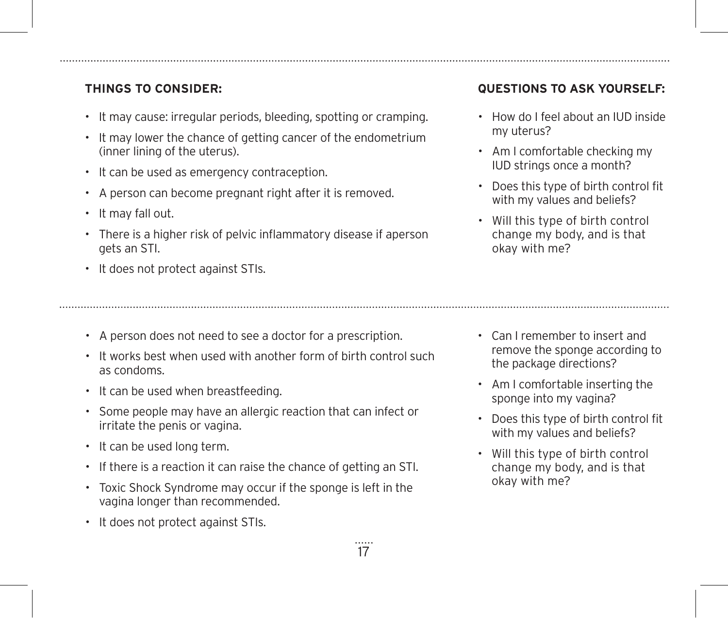**THINGS TO CONSIDER:**

- It may cause: irregular periods, bleeding, spotting or cramping.
- It may lower the chance of getting cancer of the endometrium (inner lining of the uterus).
- It can be used as emergency contraception.
- A person can become pregnant right after it is removed.
- It may fall out.
- There is a higher risk of pelvic inflammatory disease if aperson gets an STI.
- It does not protect against STIs.

**QUESTIONS TO ASK YOURSELF:**

- How do I feel about an IUD inside my uterus?
- Am I comfortable checking my IUD strings once a month?
- Does this type of birth control fit with my values and beliefs?
- Will this type of birth control change my body, and is that okay with me?

---

- A person does not need to see a doctor for a prescription.
- It works best when used with another form of birth control such as condoms.
- It can be used when breastfeeding.
- Some people may have an allergic reaction that can infect or irritate the penis or vagina.
- It can be used long term.
- If there is a reaction it can raise the chance of getting an STI.
- Toxic Shock Syndrome may occur if the sponge is left in the vagina longer than recommended.
- It does not protect against STIs.

- Can I remember to insert and remove the sponge according to the package directions?
- Am I comfortable inserting the sponge into my vagina?
- Does this type of birth control fit with my values and beliefs?
- Will this type of birth control change my body, and is that okay with me?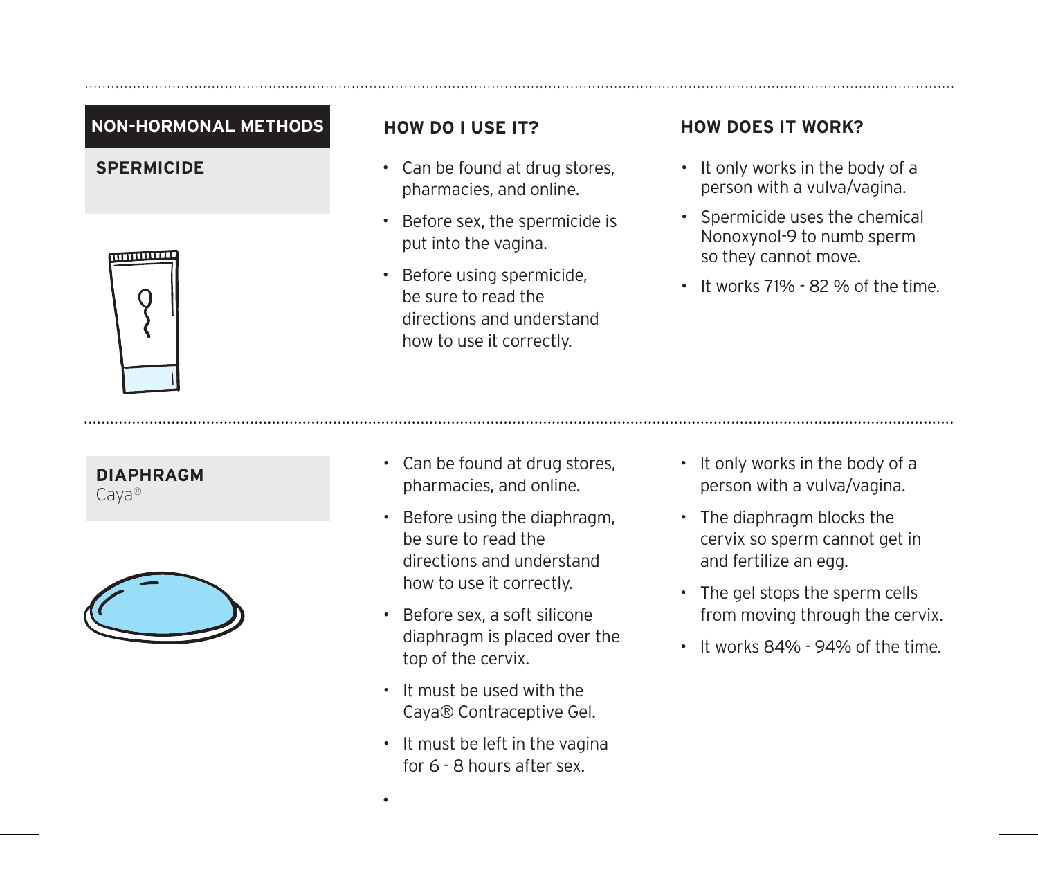## NON-HORMONAL METHODS

### SPERMICIDE

**HOW DO I USE IT?**

- Can be found at drug stores, pharmacies, and online.
- Before sex, the spermicide is put into the vagina.
- Before using spermicide, be sure to read the directions and understand how to use it correctly.

**HOW DOES IT WORK?**

- It only works in the body of a person with a vulva/vagina.
- Spermicide uses the chemical Nonoxynol-9 to numb sperm so they cannot move.
- It works 71% - 82 % of the time.

### DIAPHRAGM

Caya®

**HOW DO I USE IT?**

- Can be found at drug stores, pharmacies, and online.
- Before using the diaphragm, be sure to read the directions and understand how to use it correctly.
- Before sex, a soft silicone diaphragm is placed over the top of the cervix.
- It must be used with the Caya® Contraceptive Gel.
- It must be left in the vagina for 6 - 8 hours after sex.

**HOW DOES IT WORK?**

- It only works in the body of a person with a vulva/vagina.
- The diaphragm blocks the cervix so sperm cannot get in and fertilize an egg.
- The gel stops the sperm cells from moving through the cervix.
- It works 84% - 94% of the time.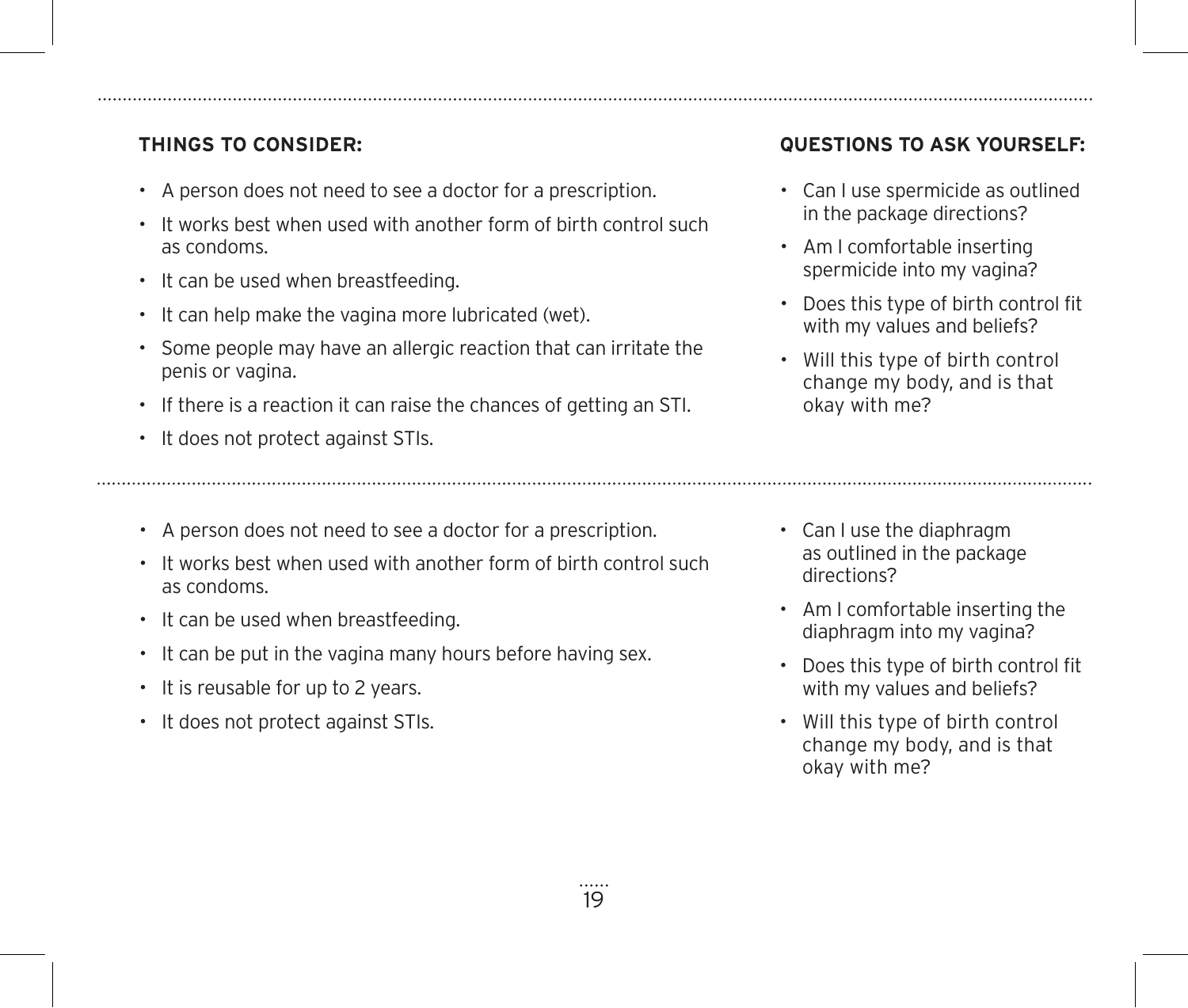**THINGS TO CONSIDER:**

- A person does not need to see a doctor for a prescription.
- It works best when used with another form of birth control such as condoms.
- It can be used when breastfeeding.
- It can help make the vagina more lubricated (wet).
- Some people may have an allergic reaction that can irritate the penis or vagina.
- If there is a reaction it can raise the chances of getting an STI.
- It does not protect against STIs.

**QUESTIONS TO ASK YOURSELF:**

- Can I use spermicide as outlined in the package directions?
- Am I comfortable inserting spermicide into my vagina?
- Does this type of birth control fit with my values and beliefs?
- Will this type of birth control change my body, and is that okay with me?

---

- A person does not need to see a doctor for a prescription.
- It works best when used with another form of birth control such as condoms.
- It can be used when breastfeeding.
- It can be put in the vagina many hours before having sex.
- It is reusable for up to 2 years.
- It does not protect against STIs.

- Can I use the diaphragm as outlined in the package directions?
- Am I comfortable inserting the diaphragm into my vagina?
- Does this type of birth control fit with my values and beliefs?
- Will this type of birth control change my body, and is that okay with me?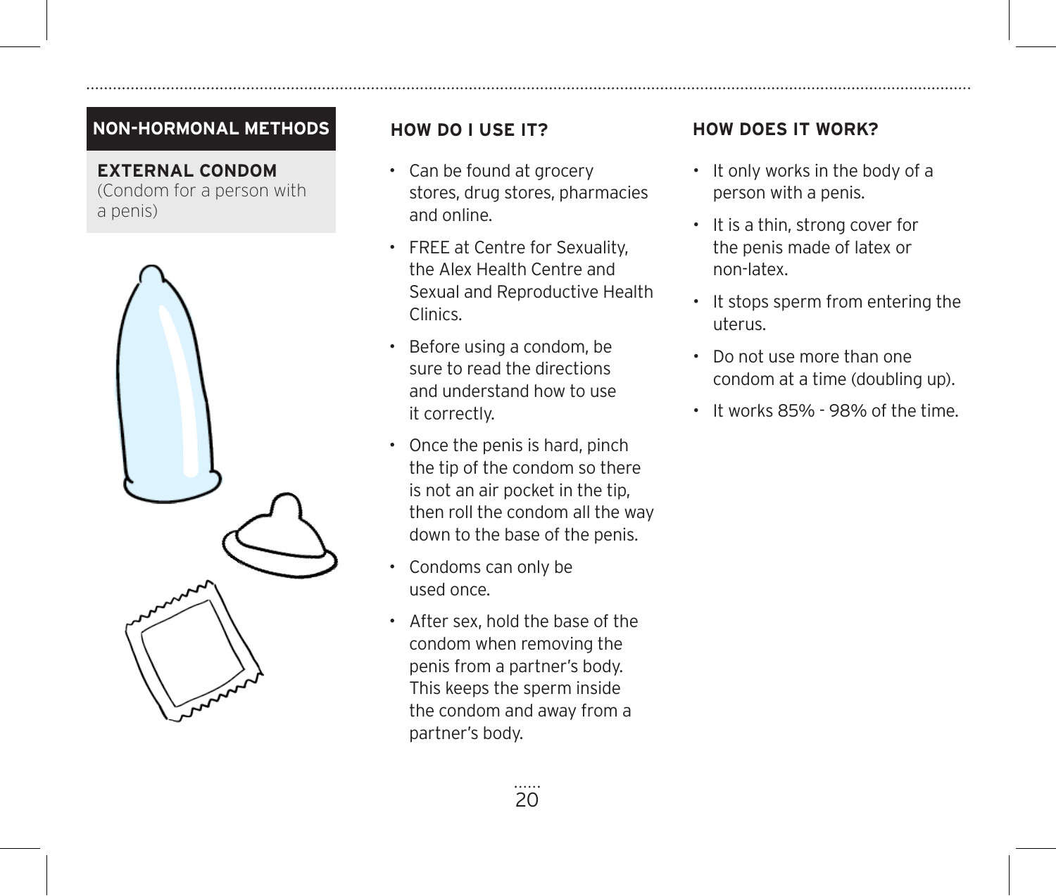## NON-HORMONAL METHODS

### EXTERNAL CONDOM

(Condom for a person with a penis)

### HOW DO I USE IT?

- Can be found at grocery stores, drug stores, pharmacies and online.
- FREE at Centre for Sexuality, the Alex Health Centre and Sexual and Reproductive Health Clinics.
- Before using a condom, be sure to read the directions and understand how to use it correctly.
- Once the penis is hard, pinch the tip of the condom so there is not an air pocket in the tip, then roll the condom all the way down to the base of the penis.
- Condoms can only be used once.
- After sex, hold the base of the condom when removing the penis from a partner's body. This keeps the sperm inside the condom and away from a partner's body.

### HOW DOES IT WORK?

- It only works in the body of a person with a penis.
- It is a thin, strong cover for the penis made of latex or non-latex.
- It stops sperm from entering the uterus.
- Do not use more than one condom at a time (doubling up).
- It works 85% - 98% of the time.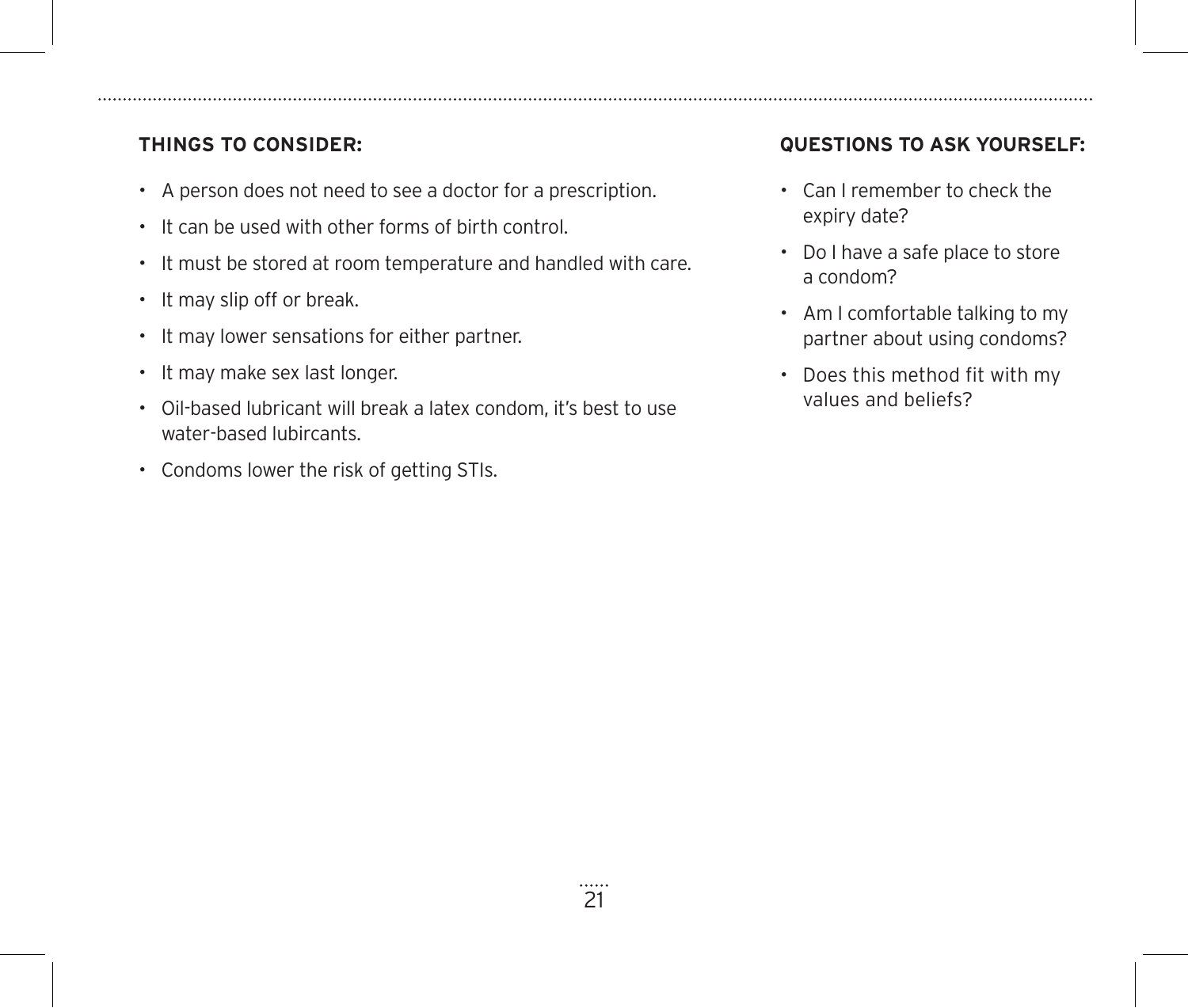### THINGS TO CONSIDER:

- A person does not need to see a doctor for a prescription.
- It can be used with other forms of birth control.
- It must be stored at room temperature and handled with care.
- It may slip off or break.
- It may lower sensations for either partner.
- It may make sex last longer.
- Oil-based lubricant will break a latex condom, it's best to use water-based lubircants.
- Condoms lower the risk of getting STIs.

### QUESTIONS TO ASK YOURSELF:

- Can I remember to check the expiry date?
- Do I have a safe place to store a condom?
- Am I comfortable talking to my partner about using condoms?
- Does this method fit with my values and beliefs?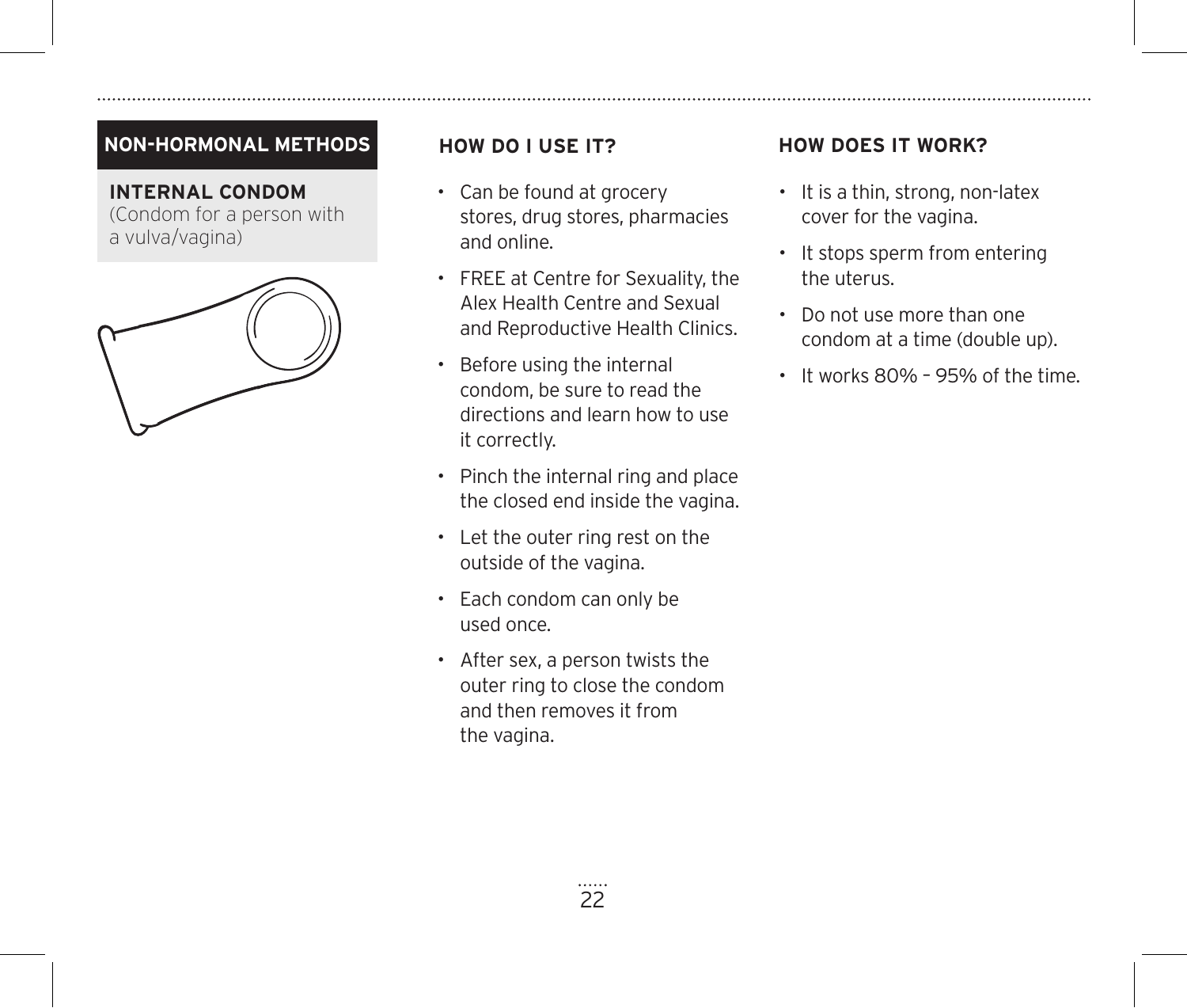## NON-HORMONAL METHODS

**INTERNAL CONDOM**
(Condom for a person with a vulva/vagina)

### HOW DO I USE IT?

- Can be found at grocery stores, drug stores, pharmacies and online.
- FREE at Centre for Sexuality, the Alex Health Centre and Sexual and Reproductive Health Clinics.
- Before using the internal condom, be sure to read the directions and learn how to use it correctly.
- Pinch the internal ring and place the closed end inside the vagina.
- Let the outer ring rest on the outside of the vagina.
- Each condom can only be used once.
- After sex, a person twists the outer ring to close the condom and then removes it from the vagina.

### HOW DOES IT WORK?

- It is a thin, strong, non-latex cover for the vagina.
- It stops sperm from entering the uterus.
- Do not use more than one condom at a time (double up).
- It works 80% – 95% of the time.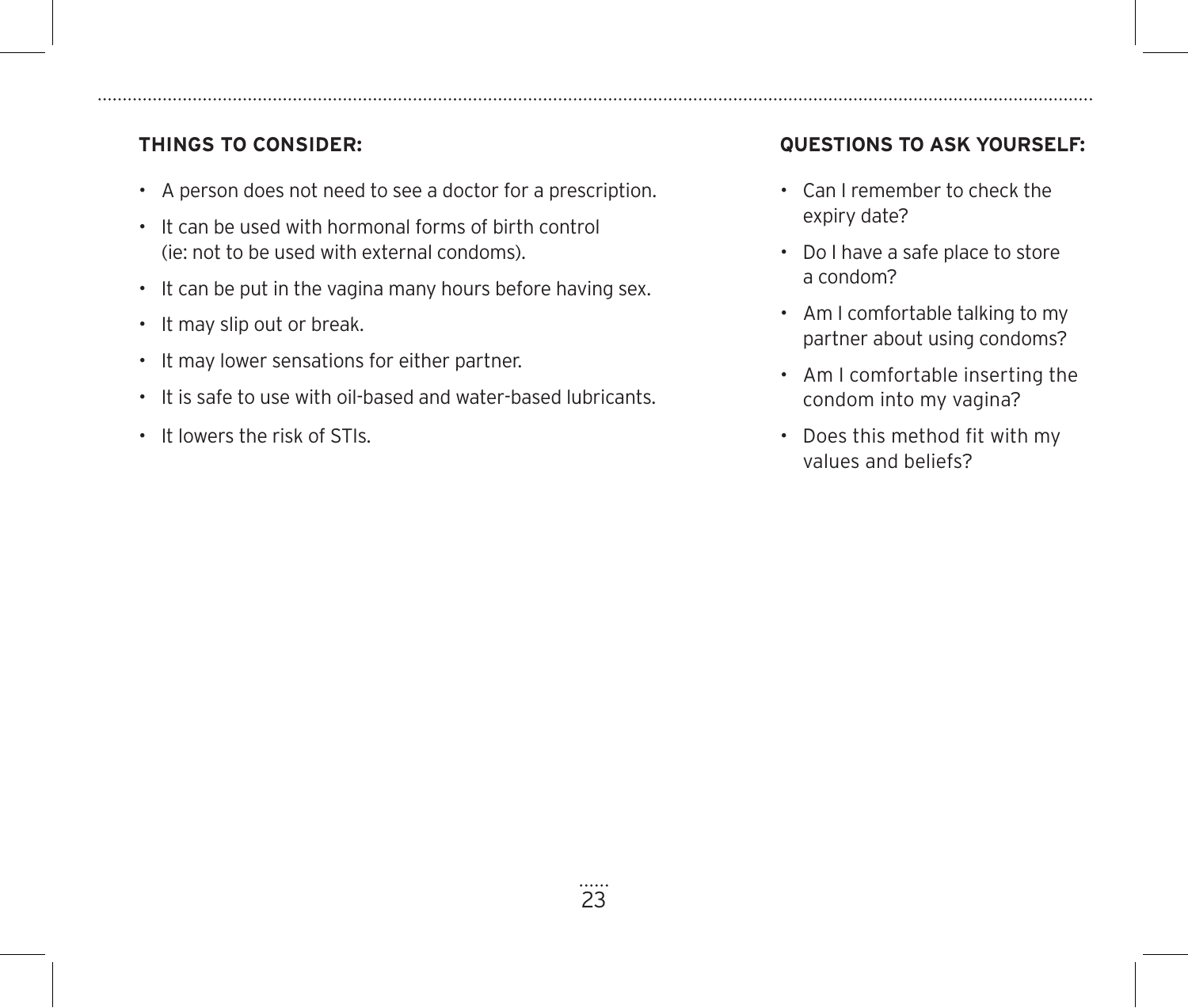**THINGS TO CONSIDER:**

- A person does not need to see a doctor for a prescription.
- It can be used with hormonal forms of birth control (ie: not to be used with external condoms).
- It can be put in the vagina many hours before having sex.
- It may slip out or break.
- It may lower sensations for either partner.
- It is safe to use with oil-based and water-based lubricants.
- It lowers the risk of STIs.

**QUESTIONS TO ASK YOURSELF:**

- Can I remember to check the expiry date?
- Do I have a safe place to store a condom?
- Am I comfortable talking to my partner about using condoms?
- Am I comfortable inserting the condom into my vagina?
- Does this method fit with my values and beliefs?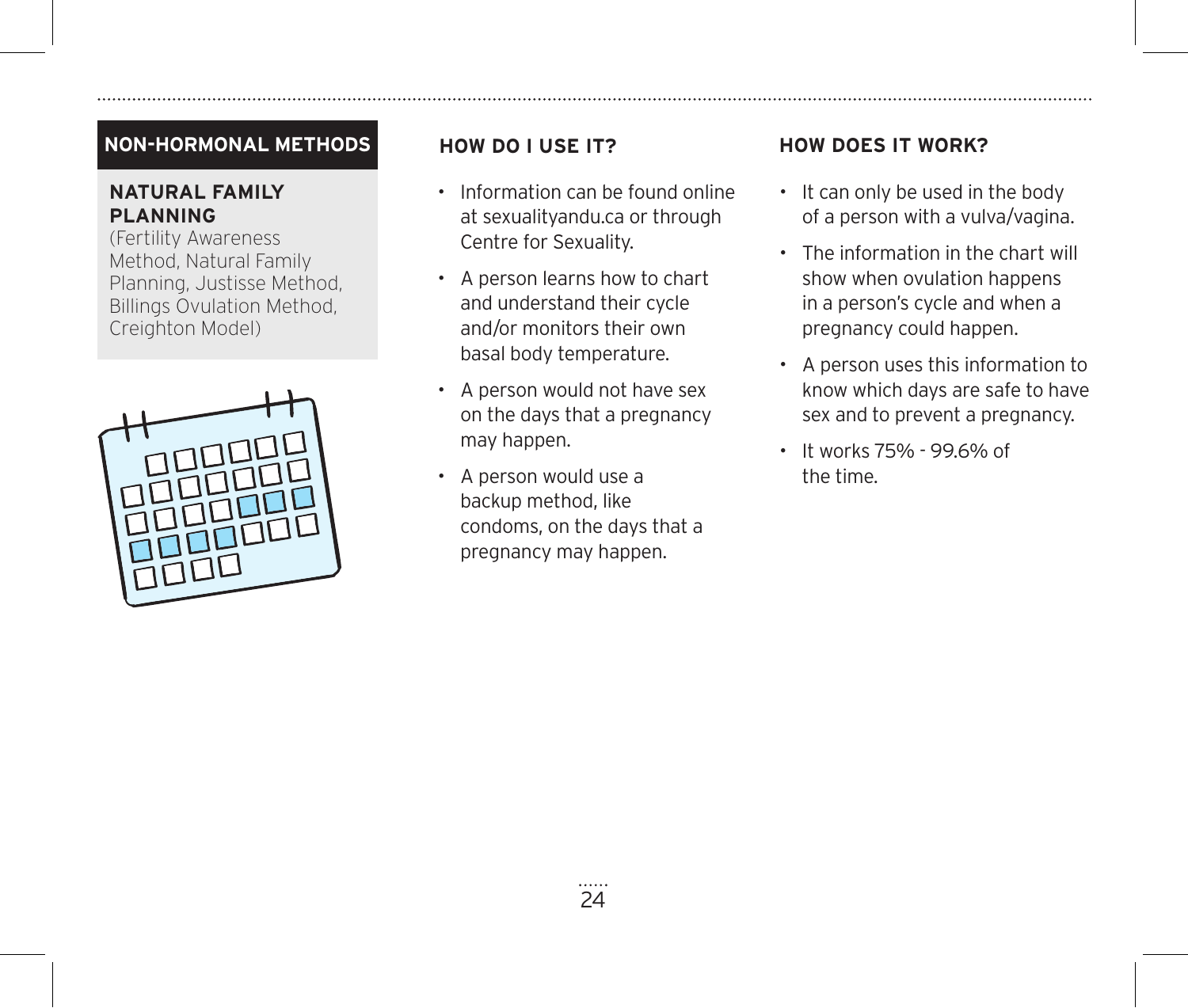## NON-HORMONAL METHODS

### NATURAL FAMILY PLANNING

(Fertility Awareness Method, Natural Family Planning, Justisse Method, Billings Ovulation Method, Creighton Model)

### HOW DO I USE IT?

- Information can be found online at sexualityandu.ca or through Centre for Sexuality.
- A person learns how to chart and understand their cycle and/or monitors their own basal body temperature.
- A person would not have sex on the days that a pregnancy may happen.
- A person would use a backup method, like condoms, on the days that a pregnancy may happen.

### HOW DOES IT WORK?

- It can only be used in the body of a person with a vulva/vagina.
- The information in the chart will show when ovulation happens in a person's cycle and when a pregnancy could happen.
- A person uses this information to know which days are safe to have sex and to prevent a pregnancy.
- It works 75% - 99.6% of the time.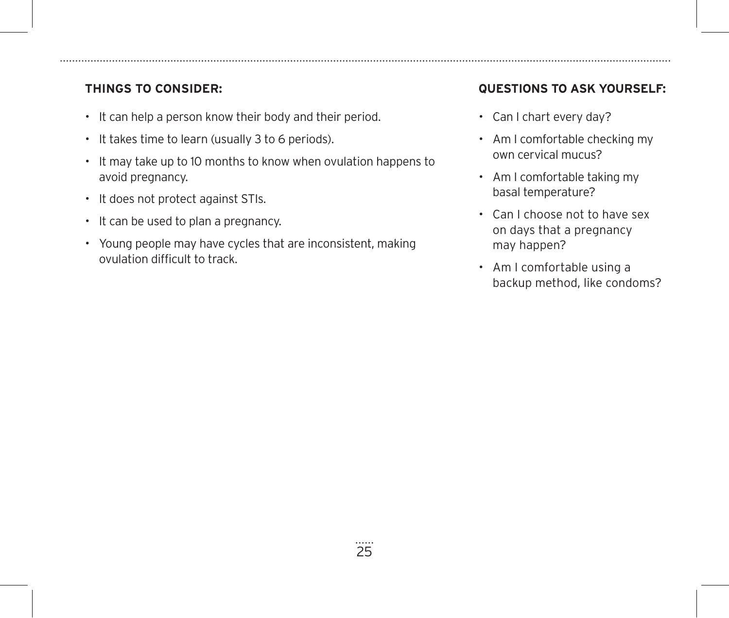**THINGS TO CONSIDER:**

- It can help a person know their body and their period.
- It takes time to learn (usually 3 to 6 periods).
- It may take up to 10 months to know when ovulation happens to avoid pregnancy.
- It does not protect against STIs.
- It can be used to plan a pregnancy.
- Young people may have cycles that are inconsistent, making ovulation difficult to track.

**QUESTIONS TO ASK YOURSELF:**

- Can I chart every day?
- Am I comfortable checking my own cervical mucus?
- Am I comfortable taking my basal temperature?
- Can I choose not to have sex on days that a pregnancy may happen?
- Am I comfortable using a backup method, like condoms?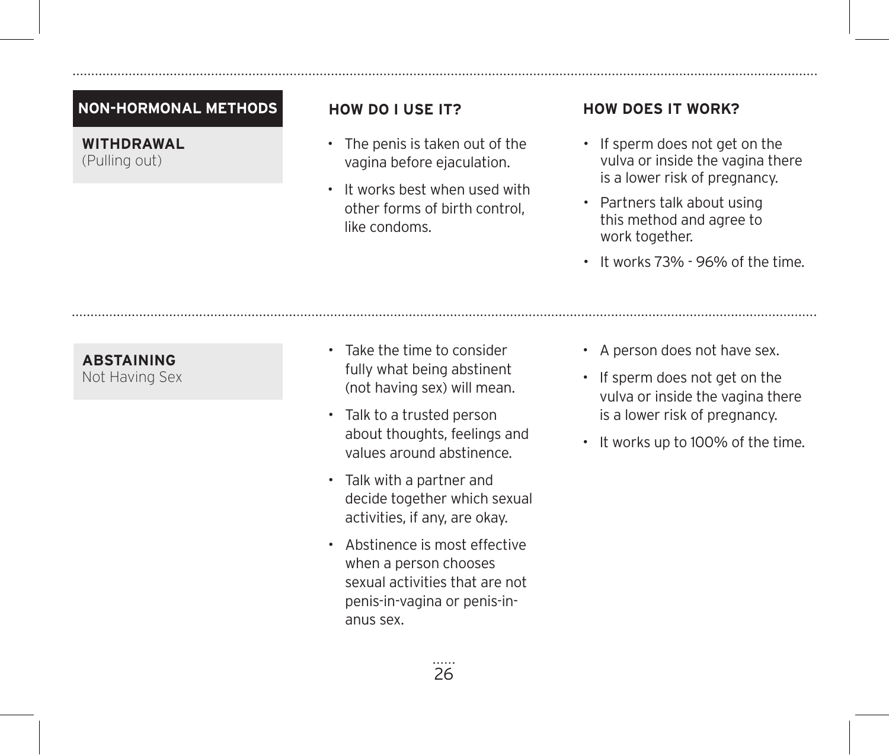| NON-HORMONAL METHODS | HOW DO I USE IT? | HOW DOES IT WORK? |
|---|---|---|
| **WITHDRAWAL**<br>(Pulling out) | • The penis is taken out of the vagina before ejaculation.<br>• It works best when used with other forms of birth control, like condoms. | • If sperm does not get on the vulva or inside the vagina there is a lower risk of pregnancy.<br>• Partners talk about using this method and agree to work together.<br>• It works 73% - 96% of the time. |
| **ABSTAINING**<br>Not Having Sex | • Take the time to consider fully what being abstinent (not having sex) will mean.<br>• Talk to a trusted person about thoughts, feelings and values around abstinence.<br>• Talk with a partner and decide together which sexual activities, if any, are okay.<br>• Abstinence is most effective when a person chooses sexual activities that are not penis-in-vagina or penis-in-anus sex. | • A person does not have sex.<br>• If sperm does not get on the vulva or inside the vagina there is a lower risk of pregnancy.<br>• It works up to 100% of the time. |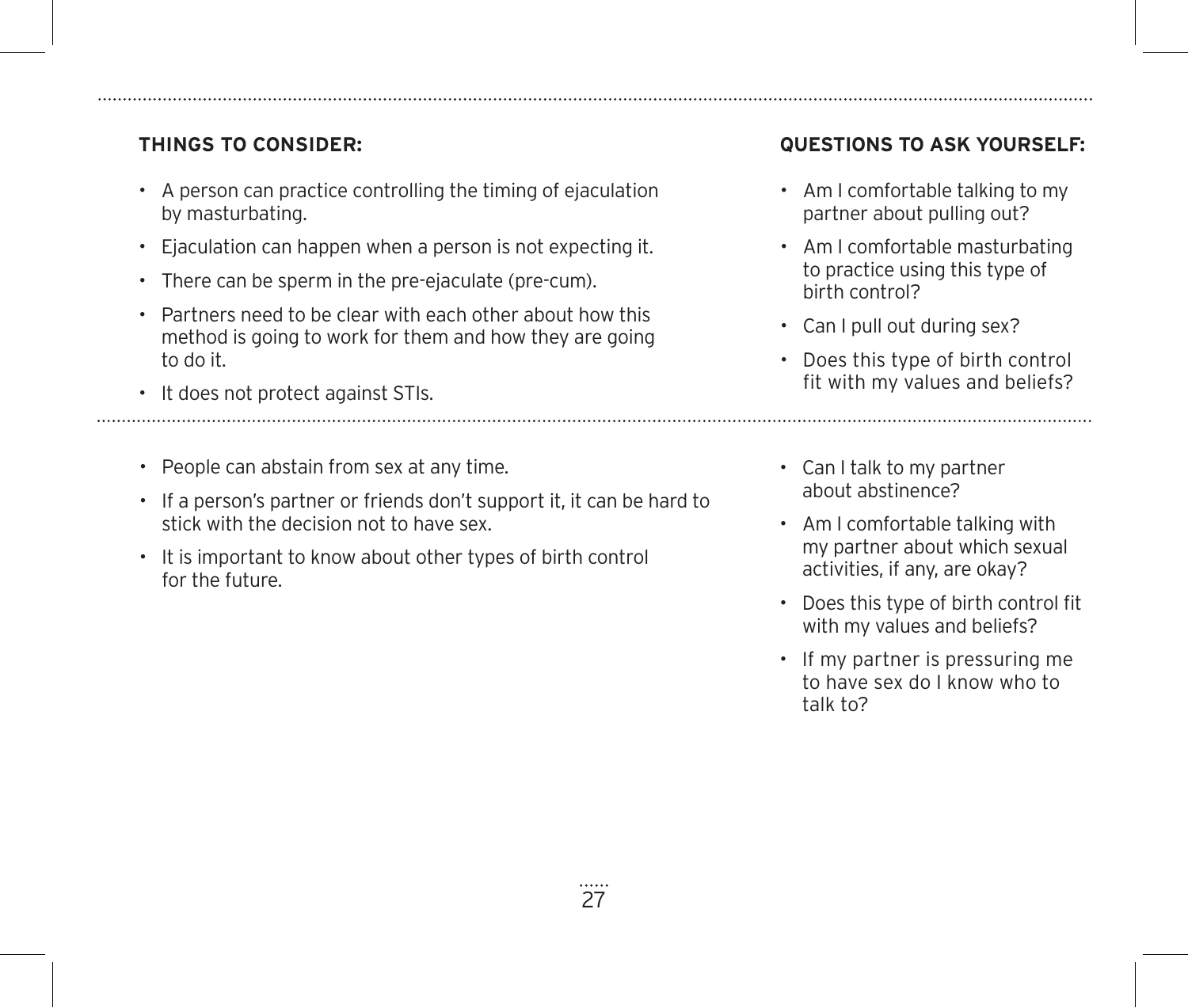**THINGS TO CONSIDER:**

- A person can practice controlling the timing of ejaculation by masturbating.
- Ejaculation can happen when a person is not expecting it.
- There can be sperm in the pre-ejaculate (pre-cum).
- Partners need to be clear with each other about how this method is going to work for them and how they are going to do it.
- It does not protect against STIs.

**QUESTIONS TO ASK YOURSELF:**

- Am I comfortable talking to my partner about pulling out?
- Am I comfortable masturbating to practice using this type of birth control?
- Can I pull out during sex?
- Does this type of birth control fit with my values and beliefs?

---

- People can abstain from sex at any time.
- If a person's partner or friends don't support it, it can be hard to stick with the decision not to have sex.
- It is important to know about other types of birth control for the future.

- Can I talk to my partner about abstinence?
- Am I comfortable talking with my partner about which sexual activities, if any, are okay?
- Does this type of birth control fit with my values and beliefs?
- If my partner is pressuring me to have sex do I know who to talk to?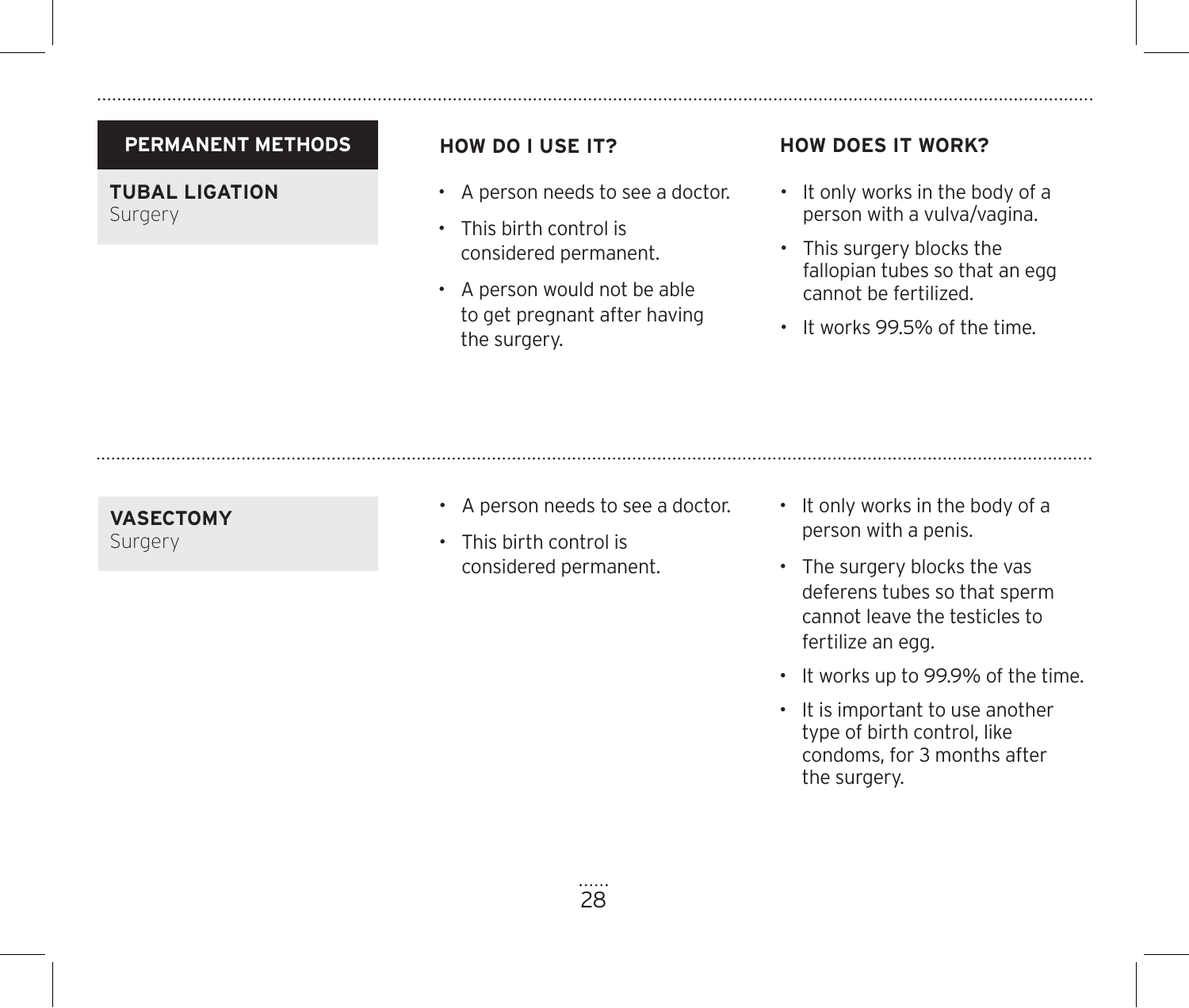| PERMANENT METHODS | HOW DO I USE IT? | HOW DOES IT WORK? |
|---|---|---|
| **TUBAL LIGATION**<br>Surgery | • A person needs to see a doctor.<br>• This birth control is considered permanent.<br>• A person would not be able to get pregnant after having the surgery. | • It only works in the body of a person with a vulva/vagina.<br>• This surgery blocks the fallopian tubes so that an egg cannot be fertilized.<br>• It works 99.5% of the time. |
| **VASECTOMY**<br>Surgery | • A person needs to see a doctor.<br>• This birth control is considered permanent. | • It only works in the body of a person with a penis.<br>• The surgery blocks the vas deferens tubes so that sperm cannot leave the testicles to fertilize an egg.<br>• It works up to 99.9% of the time.<br>• It is important to use another type of birth control, like condoms, for 3 months after the surgery. |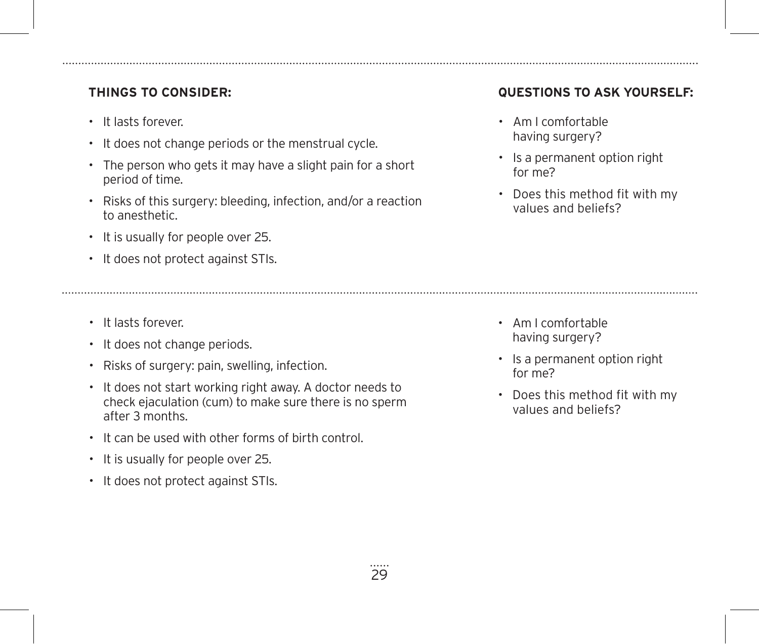### THINGS TO CONSIDER:

- It lasts forever.
- It does not change periods or the menstrual cycle.
- The person who gets it may have a slight pain for a short period of time.
- Risks of this surgery: bleeding, infection, and/or a reaction to anesthetic.
- It is usually for people over 25.
- It does not protect against STIs.

### QUESTIONS TO ASK YOURSELF:

- Am I comfortable having surgery?
- Is a permanent option right for me?
- Does this method fit with my values and beliefs?

---

- It lasts forever.
- It does not change periods.
- Risks of surgery: pain, swelling, infection.
- It does not start working right away. A doctor needs to check ejaculation (cum) to make sure there is no sperm after 3 months.
- It can be used with other forms of birth control.
- It is usually for people over 25.
- It does not protect against STIs.

- Am I comfortable having surgery?
- Is a permanent option right for me?
- Does this method fit with my values and beliefs?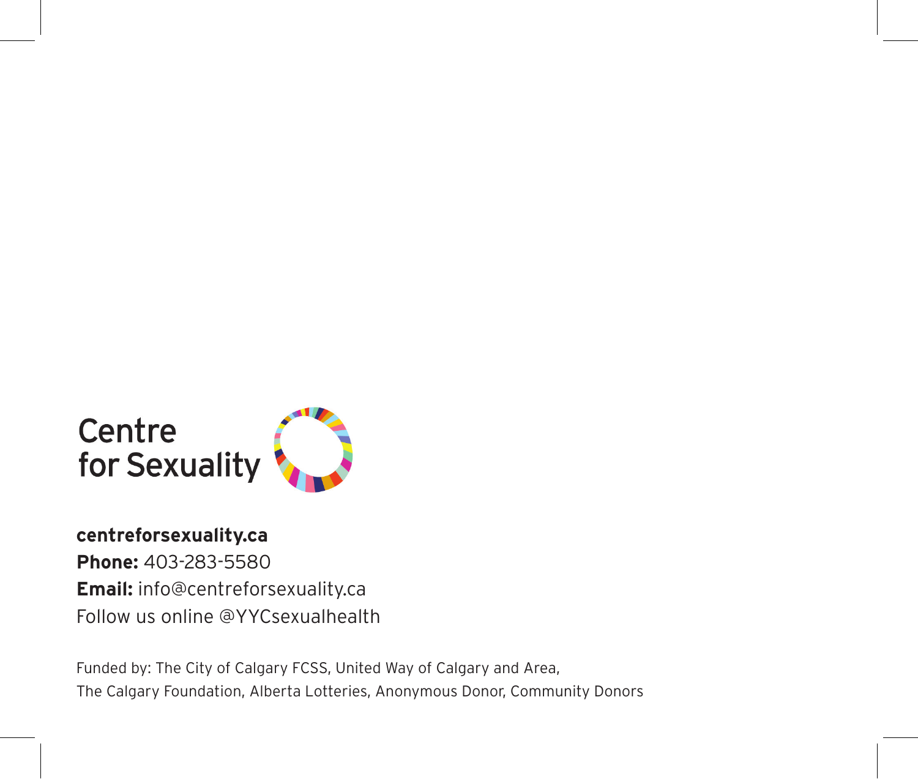Centre
for Sexuality

**centreforsexuality.ca**
**Phone:** 403-283-5580
**Email:** info@centreforsexuality.ca
Follow us online @YYCsexualhealth

Funded by: The City of Calgary FCSS, United Way of Calgary and Area,
The Calgary Foundation, Alberta Lotteries, Anonymous Donor, Community Donors